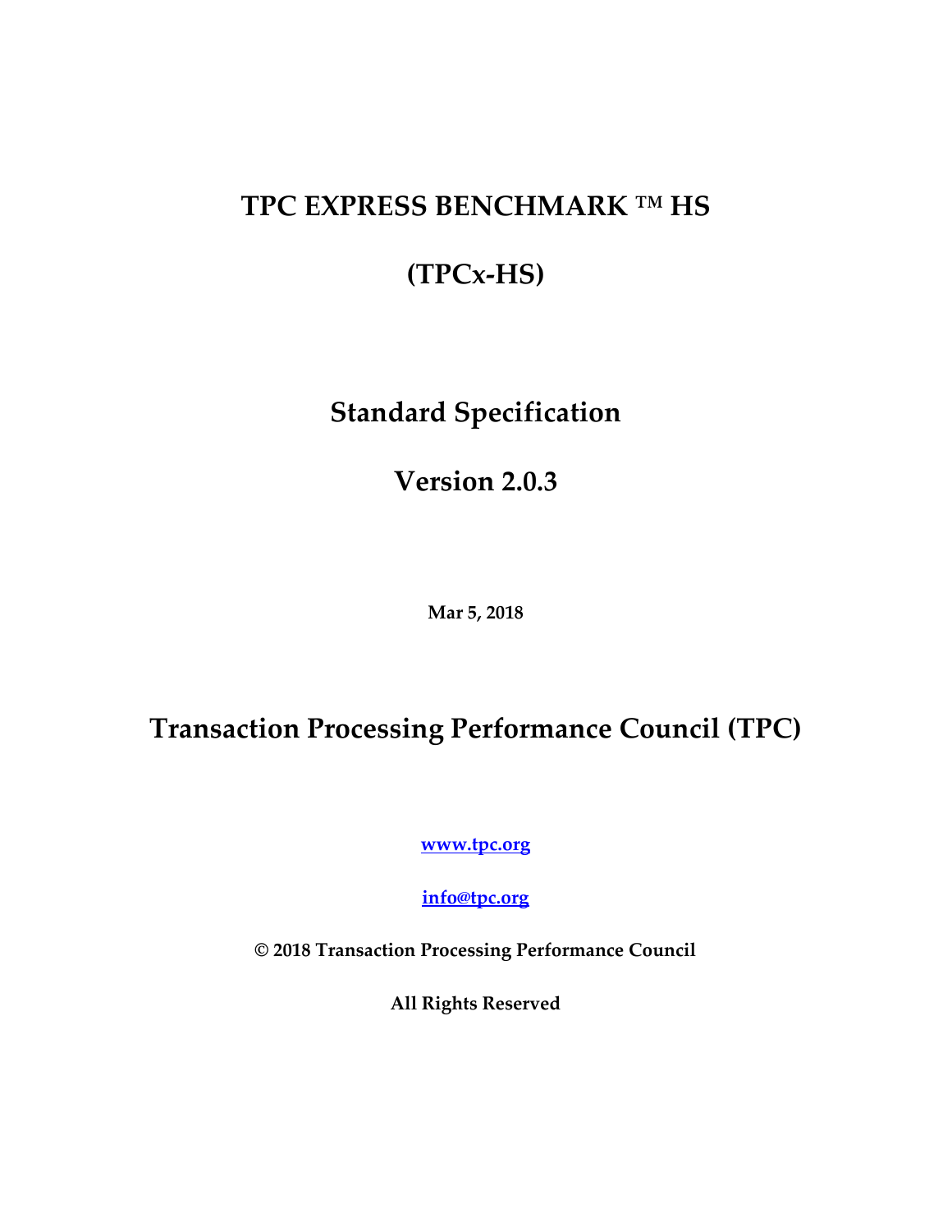# TPC EXPRESS BENCHMARK ™ HS

# (TPCx-HS)

## Standard Specification

## Version 2.0.3

**Mar 5, 2018**

## Transaction Processing Performance Council (TPC)

**www.tpc.org**

**info@tpc.org**

**© 2018 Transaction Processing Performance Council**

**All Rights Reserved**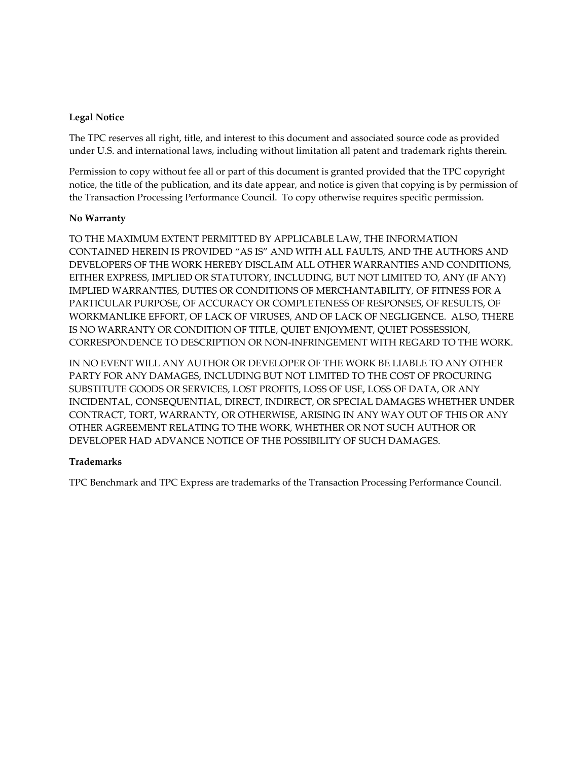**Legal Notice**

The TPC reserves all right, title, and interest to this document and associated source code as provided under U.S. and international laws, including without limitation all patent and trademark rights therein.

Permission to copy without fee all or part of this document is granted provided that the TPC copyright notice, the title of the publication, and its date appear, and notice is given that copying is by permission of the Transaction Processing Performance Council. To copy otherwise requires specific permission.

**No Warranty**

TO THE MAXIMUM EXTENT PERMITTED BY APPLICABLE LAW, THE INFORMATION CONTAINED HEREIN IS PROVIDED "AS IS" AND WITH ALL FAULTS, AND THE AUTHORS AND DEVELOPERS OF THE WORK HEREBY DISCLAIM ALL OTHER WARRANTIES AND CONDITIONS, EITHER EXPRESS, IMPLIED OR STATUTORY, INCLUDING, BUT NOT LIMITED TO, ANY (IF ANY) IMPLIED WARRANTIES, DUTIES OR CONDITIONS OF MERCHANTABILITY, OF FITNESS FOR A PARTICULAR PURPOSE, OF ACCURACY OR COMPLETENESS OF RESPONSES, OF RESULTS, OF WORKMANLIKE EFFORT, OF LACK OF VIRUSES, AND OF LACK OF NEGLIGENCE. ALSO, THERE IS NO WARRANTY OR CONDITION OF TITLE, QUIET ENJOYMENT, QUIET POSSESSION, CORRESPONDENCE TO DESCRIPTION OR NON-INFRINGEMENT WITH REGARD TO THE WORK.

IN NO EVENT WILL ANY AUTHOR OR DEVELOPER OF THE WORK BE LIABLE TO ANY OTHER PARTY FOR ANY DAMAGES, INCLUDING BUT NOT LIMITED TO THE COST OF PROCURING SUBSTITUTE GOODS OR SERVICES, LOST PROFITS, LOSS OF USE, LOSS OF DATA, OR ANY INCIDENTAL, CONSEQUENTIAL, DIRECT, INDIRECT, OR SPECIAL DAMAGES WHETHER UNDER CONTRACT, TORT, WARRANTY, OR OTHERWISE, ARISING IN ANY WAY OUT OF THIS OR ANY OTHER AGREEMENT RELATING TO THE WORK, WHETHER OR NOT SUCH AUTHOR OR DEVELOPER HAD ADVANCE NOTICE OF THE POSSIBILITY OF SUCH DAMAGES.

**Trademarks**

TPC Benchmark and TPC Express are trademarks of the Transaction Processing Performance Council.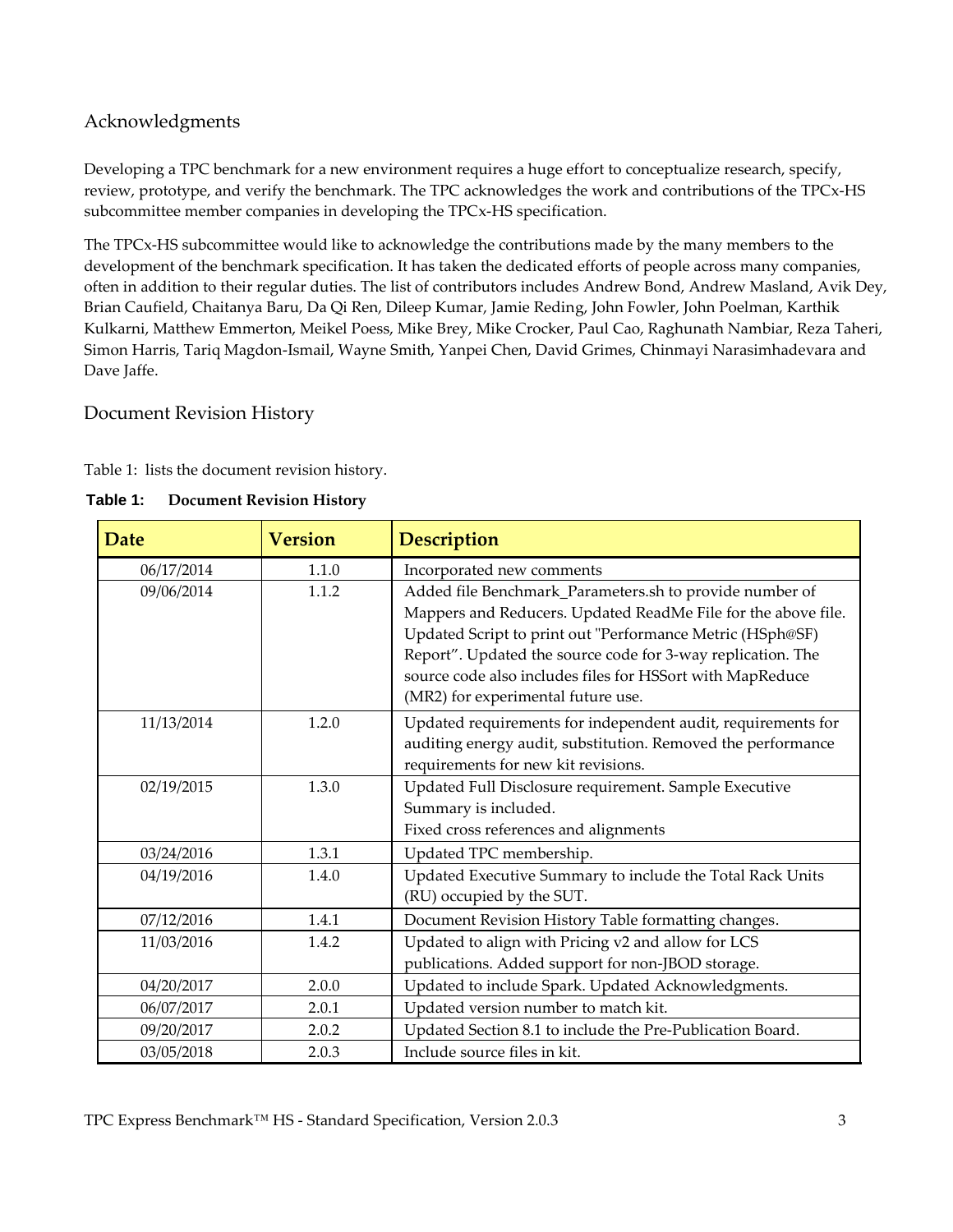## Acknowledgments

Developing a TPC benchmark for a new environment requires a huge effort to conceptualize research, specify, review, prototype, and verify the benchmark. The TPC acknowledges the work and contributions of the TPCx-HS subcommittee member companies in developing the TPCx-HS specification.

The TPCx-HS subcommittee would like to acknowledge the contributions made by the many members to the development of the benchmark specification. It has taken the dedicated efforts of people across many companies, often in addition to their regular duties. The list of contributors includes Andrew Bond, Andrew Masland, Avik Dey, Brian Caufield, Chaitanya Baru, Da Qi Ren, Dileep Kumar, Jamie Reding, John Fowler, John Poelman, Karthik Kulkarni, Matthew Emmerton, Meikel Poess, Mike Brey, Mike Crocker, Paul Cao, Raghunath Nambiar, Reza Taheri, Simon Harris, Tariq Magdon-Ismail, Wayne Smith, Yanpei Chen, David Grimes, Chinmayi Narasimhadevara and Dave Jaffe.

## Document Revision History

Table 1: lists the document revision history.

**Table 1: Document Revision History**

| Date | Version | Description |
|---|---|---|
| 06/17/2014 | 1.1.0 | Incorporated new comments |
| 09/06/2014 | 1.1.2 | Added file Benchmark_Parameters.sh to provide number of Mappers and Reducers. Updated ReadMe File for the above file. Updated Script to print out "Performance Metric (HSph@SF) Report". Updated the source code for 3-way replication. The source code also includes files for HSSort with MapReduce (MR2) for experimental future use. |
| 11/13/2014 | 1.2.0 | Updated requirements for independent audit, requirements for auditing energy audit, substitution. Removed the performance requirements for new kit revisions. |
| 02/19/2015 | 1.3.0 | Updated Full Disclosure requirement. Sample Executive Summary is included. Fixed cross references and alignments |
| 03/24/2016 | 1.3.1 | Updated TPC membership. |
| 04/19/2016 | 1.4.0 | Updated Executive Summary to include the Total Rack Units (RU) occupied by the SUT. |
| 07/12/2016 | 1.4.1 | Document Revision History Table formatting changes. |
| 11/03/2016 | 1.4.2 | Updated to align with Pricing v2 and allow for LCS publications. Added support for non-JBOD storage. |
| 04/20/2017 | 2.0.0 | Updated to include Spark. Updated Acknowledgments. |
| 06/07/2017 | 2.0.1 | Updated version number to match kit. |
| 09/20/2017 | 2.0.2 | Updated Section 8.1 to include the Pre-Publication Board. |
| 03/05/2018 | 2.0.3 | Include source files in kit. |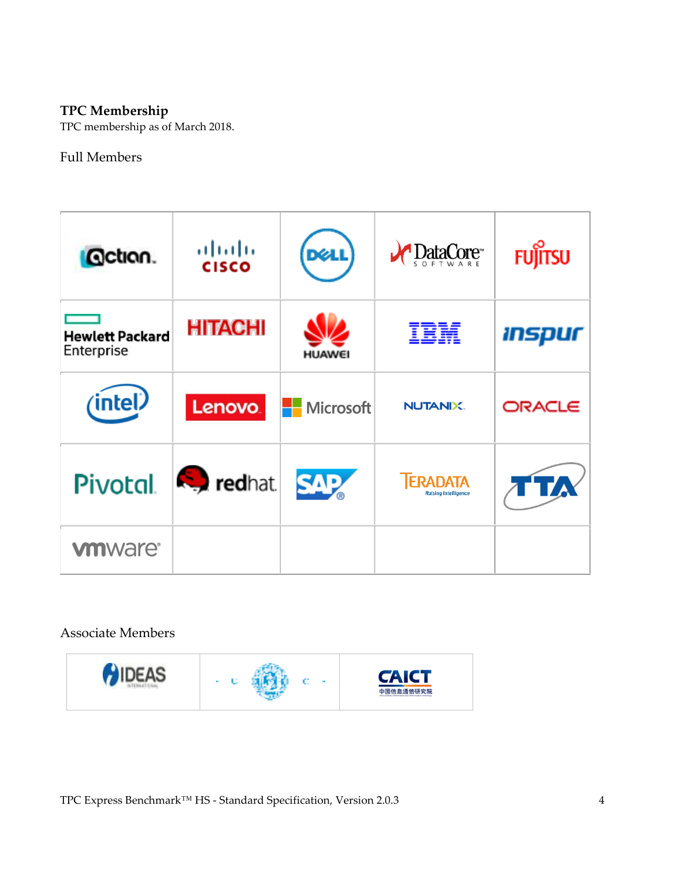## TPC Membership

TPC membership as of March 2018.

### Full Members

| | | | | |
|---|---|---|---|---|
| Actian | Cisco | Dell | DataCore Software | Fujitsu |
| Hewlett Packard Enterprise | Hitachi | Huawei | IBM | Inspur |
| Intel | Lenovo | Microsoft | Nutanix | Oracle |
| Pivotal | Red Hat | SAP | Teradata | TTA |
| VMware | | | | |

### Associate Members

| | | |
|---|---|---|
| IDEAS International | | CAICT 中国信息通信研究院 |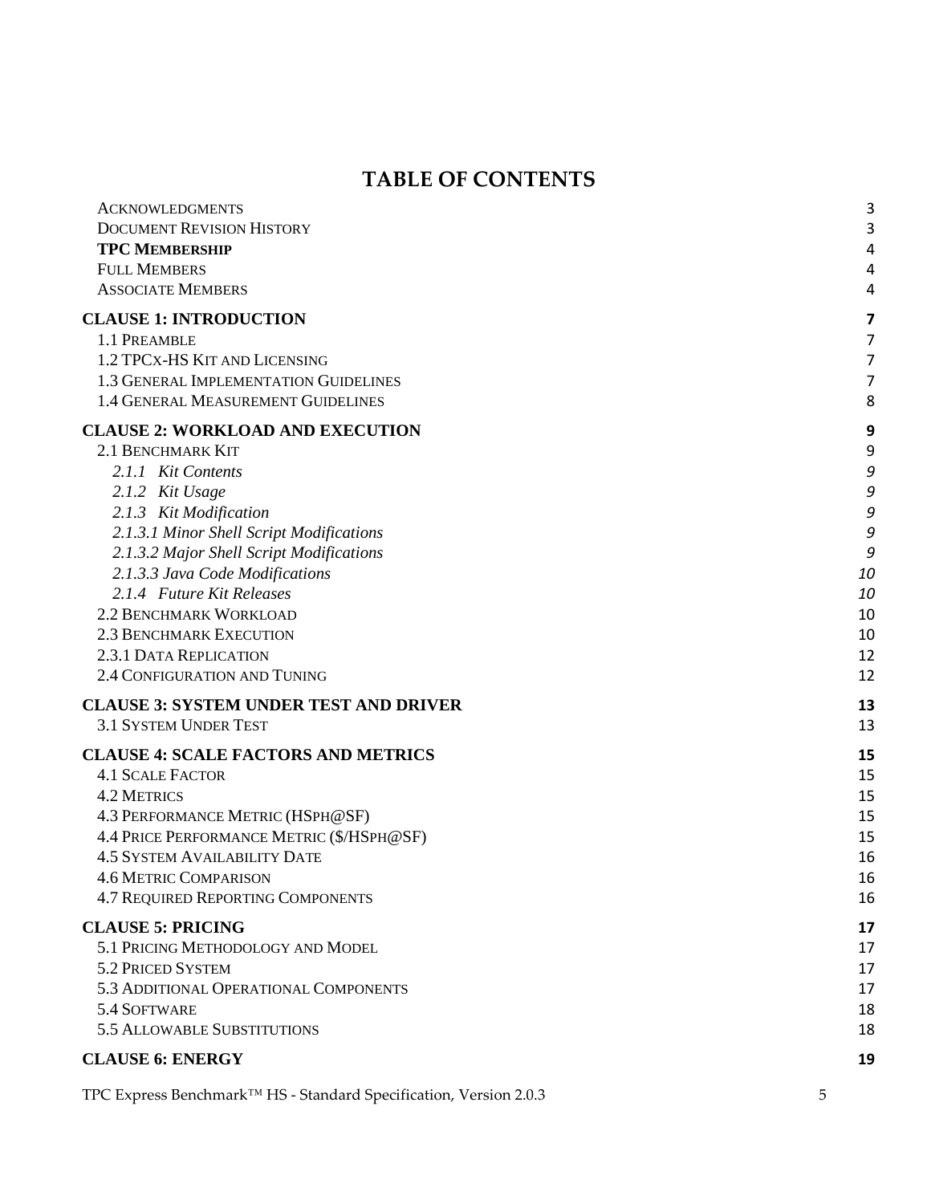# TABLE OF CONTENTS

| | |
|---|---|
| ACKNOWLEDGMENTS | 3 |
| DOCUMENT REVISION HISTORY | 3 |
| **TPC MEMBERSHIP** | 4 |
| FULL MEMBERS | 4 |
| ASSOCIATE MEMBERS | 4 |
| **CLAUSE 1: INTRODUCTION** | **7** |
| 1.1 PREAMBLE | 7 |
| 1.2 TPCX-HS KIT AND LICENSING | 7 |
| 1.3 GENERAL IMPLEMENTATION GUIDELINES | 7 |
| 1.4 GENERAL MEASUREMENT GUIDELINES | 8 |
| **CLAUSE 2: WORKLOAD AND EXECUTION** | **9** |
| 2.1 BENCHMARK KIT | 9 |
| *2.1.1 Kit Contents* | *9* |
| *2.1.2 Kit Usage* | *9* |
| *2.1.3 Kit Modification* | *9* |
| *2.1.3.1 Minor Shell Script Modifications* | *9* |
| *2.1.3.2 Major Shell Script Modifications* | *9* |
| *2.1.3.3 Java Code Modifications* | *10* |
| *2.1.4 Future Kit Releases* | *10* |
| 2.2 BENCHMARK WORKLOAD | 10 |
| 2.3 BENCHMARK EXECUTION | 10 |
| 2.3.1 DATA REPLICATION | 12 |
| 2.4 CONFIGURATION AND TUNING | 12 |
| **CLAUSE 3: SYSTEM UNDER TEST AND DRIVER** | **13** |
| 3.1 SYSTEM UNDER TEST | 13 |
| **CLAUSE 4: SCALE FACTORS AND METRICS** | **15** |
| 4.1 SCALE FACTOR | 15 |
| 4.2 METRICS | 15 |
| 4.3 PERFORMANCE METRIC (HSPH@SF) | 15 |
| 4.4 PRICE PERFORMANCE METRIC ($/HSPH@SF) | 15 |
| 4.5 SYSTEM AVAILABILITY DATE | 16 |
| 4.6 METRIC COMPARISON | 16 |
| 4.7 REQUIRED REPORTING COMPONENTS | 16 |
| **CLAUSE 5: PRICING** | **17** |
| 5.1 PRICING METHODOLOGY AND MODEL | 17 |
| 5.2 PRICED SYSTEM | 17 |
| 5.3 ADDITIONAL OPERATIONAL COMPONENTS | 17 |
| 5.4 SOFTWARE | 18 |
| 5.5 ALLOWABLE SUBSTITUTIONS | 18 |
| **CLAUSE 6: ENERGY** | **19** |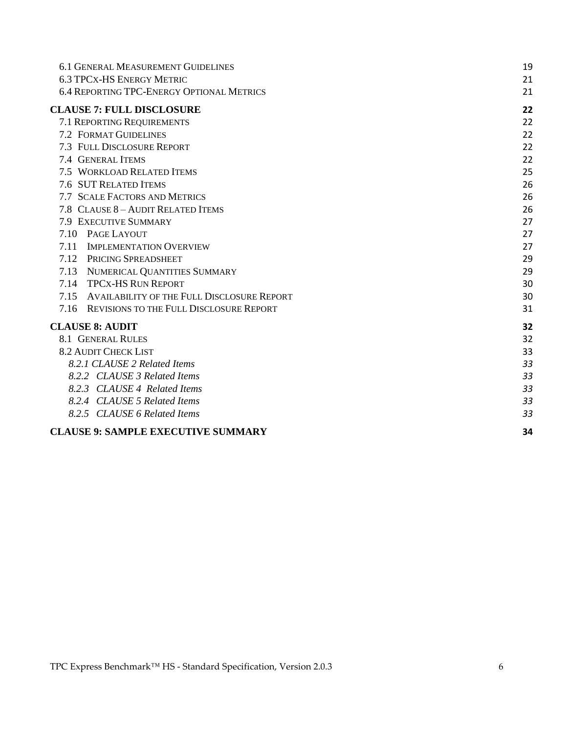6.1 General Measurement Guidelines 19
6.3 TPCx-HS Energy Metric 21
6.4 Reporting TPC-Energy Optional Metrics 21

**CLAUSE 7: FULL DISCLOSURE 22**

7.1 Reporting Requirements 22
7.2 Format Guidelines 22
7.3 Full Disclosure Report 22
7.4 General Items 22
7.5 Workload Related Items 25
7.6 SUT Related Items 26
7.7 Scale Factors and Metrics 26
7.8 Clause 8 – Audit Related Items 26
7.9 Executive Summary 27
7.10 Page Layout 27
7.11 Implementation Overview 27
7.12 Pricing Spreadsheet 29
7.13 Numerical Quantities Summary 29
7.14 TPCx-HS Run Report 30
7.15 Availability of the Full Disclosure Report 30
7.16 Revisions to the Full Disclosure Report 31

**CLAUSE 8: AUDIT 32**

8.1 General Rules 32
8.2 Audit Check List 33
*8.2.1 CLAUSE 2 Related Items 33*
*8.2.2 CLAUSE 3 Related Items 33*
*8.2.3 CLAUSE 4 Related Items 33*
*8.2.4 CLAUSE 5 Related Items 33*
*8.2.5 CLAUSE 6 Related Items 33*

**CLAUSE 9: SAMPLE EXECUTIVE SUMMARY 34**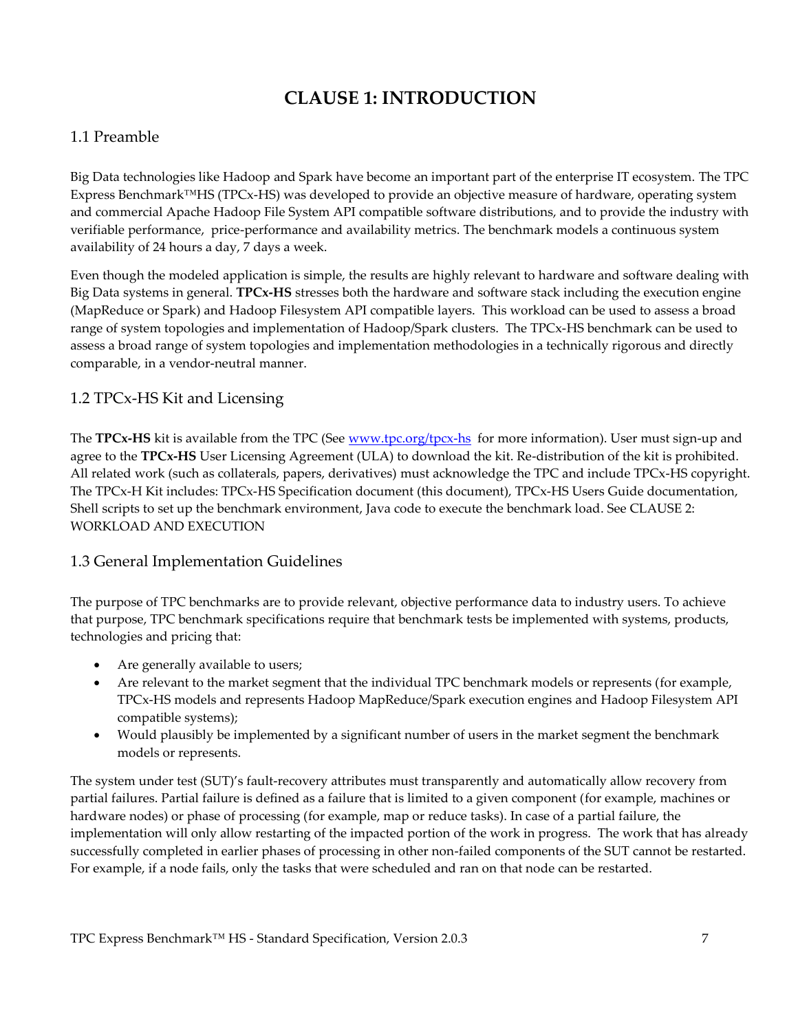# CLAUSE 1: INTRODUCTION

## 1.1 Preamble

Big Data technologies like Hadoop and Spark have become an important part of the enterprise IT ecosystem. The TPC Express Benchmark™HS (TPCx-HS) was developed to provide an objective measure of hardware, operating system and commercial Apache Hadoop File System API compatible software distributions, and to provide the industry with verifiable performance, price-performance and availability metrics. The benchmark models a continuous system availability of 24 hours a day, 7 days a week.

Even though the modeled application is simple, the results are highly relevant to hardware and software dealing with Big Data systems in general. **TPCx-HS** stresses both the hardware and software stack including the execution engine (MapReduce or Spark) and Hadoop Filesystem API compatible layers. This workload can be used to assess a broad range of system topologies and implementation of Hadoop/Spark clusters. The TPCx-HS benchmark can be used to assess a broad range of system topologies and implementation methodologies in a technically rigorous and directly comparable, in a vendor-neutral manner.

## 1.2 TPCx-HS Kit and Licensing

The **TPCx-HS** kit is available from the TPC (See [www.tpc.org/tpcx-hs](www.tpc.org/tpcx-hs) for more information). User must sign-up and agree to the **TPCx-HS** User Licensing Agreement (ULA) to download the kit. Re-distribution of the kit is prohibited. All related work (such as collaterals, papers, derivatives) must acknowledge the TPC and include TPCx-HS copyright. The TPCx-H Kit includes: TPCx-HS Specification document (this document), TPCx-HS Users Guide documentation, Shell scripts to set up the benchmark environment, Java code to execute the benchmark load. See CLAUSE 2: WORKLOAD AND EXECUTION

## 1.3 General Implementation Guidelines

The purpose of TPC benchmarks are to provide relevant, objective performance data to industry users. To achieve that purpose, TPC benchmark specifications require that benchmark tests be implemented with systems, products, technologies and pricing that:

- Are generally available to users;
- Are relevant to the market segment that the individual TPC benchmark models or represents (for example, TPCx-HS models and represents Hadoop MapReduce/Spark execution engines and Hadoop Filesystem API compatible systems);
- Would plausibly be implemented by a significant number of users in the market segment the benchmark models or represents.

The system under test (SUT)'s fault-recovery attributes must transparently and automatically allow recovery from partial failures. Partial failure is defined as a failure that is limited to a given component (for example, machines or hardware nodes) or phase of processing (for example, map or reduce tasks). In case of a partial failure, the implementation will only allow restarting of the impacted portion of the work in progress. The work that has already successfully completed in earlier phases of processing in other non-failed components of the SUT cannot be restarted. For example, if a node fails, only the tasks that were scheduled and ran on that node can be restarted.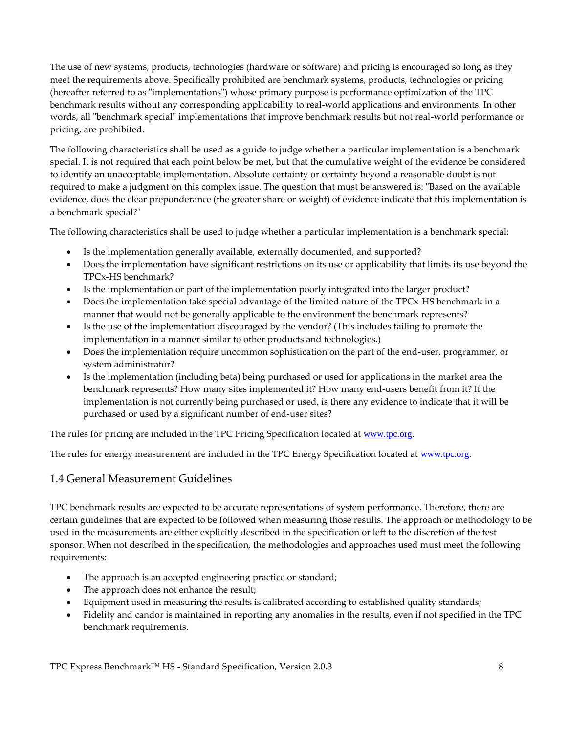The use of new systems, products, technologies (hardware or software) and pricing is encouraged so long as they meet the requirements above. Specifically prohibited are benchmark systems, products, technologies or pricing (hereafter referred to as "implementations") whose primary purpose is performance optimization of the TPC benchmark results without any corresponding applicability to real-world applications and environments. In other words, all "benchmark special" implementations that improve benchmark results but not real-world performance or pricing, are prohibited.

The following characteristics shall be used as a guide to judge whether a particular implementation is a benchmark special. It is not required that each point below be met, but that the cumulative weight of the evidence be considered to identify an unacceptable implementation. Absolute certainty or certainty beyond a reasonable doubt is not required to make a judgment on this complex issue. The question that must be answered is: "Based on the available evidence, does the clear preponderance (the greater share or weight) of evidence indicate that this implementation is a benchmark special?"

The following characteristics shall be used to judge whether a particular implementation is a benchmark special:

- Is the implementation generally available, externally documented, and supported?
- Does the implementation have significant restrictions on its use or applicability that limits its use beyond the TPCx-HS benchmark?
- Is the implementation or part of the implementation poorly integrated into the larger product?
- Does the implementation take special advantage of the limited nature of the TPCx-HS benchmark in a manner that would not be generally applicable to the environment the benchmark represents?
- Is the use of the implementation discouraged by the vendor? (This includes failing to promote the implementation in a manner similar to other products and technologies.)
- Does the implementation require uncommon sophistication on the part of the end-user, programmer, or system administrator?
- Is the implementation (including beta) being purchased or used for applications in the market area the benchmark represents? How many sites implemented it? How many end-users benefit from it? If the implementation is not currently being purchased or used, is there any evidence to indicate that it will be purchased or used by a significant number of end-user sites?

The rules for pricing are included in the TPC Pricing Specification located at www.tpc.org.

The rules for energy measurement are included in the TPC Energy Specification located at www.tpc.org.

## 1.4 General Measurement Guidelines

TPC benchmark results are expected to be accurate representations of system performance. Therefore, there are certain guidelines that are expected to be followed when measuring those results. The approach or methodology to be used in the measurements are either explicitly described in the specification or left to the discretion of the test sponsor. When not described in the specification, the methodologies and approaches used must meet the following requirements:

- The approach is an accepted engineering practice or standard;
- The approach does not enhance the result;
- Equipment used in measuring the results is calibrated according to established quality standards;
- Fidelity and candor is maintained in reporting any anomalies in the results, even if not specified in the TPC benchmark requirements.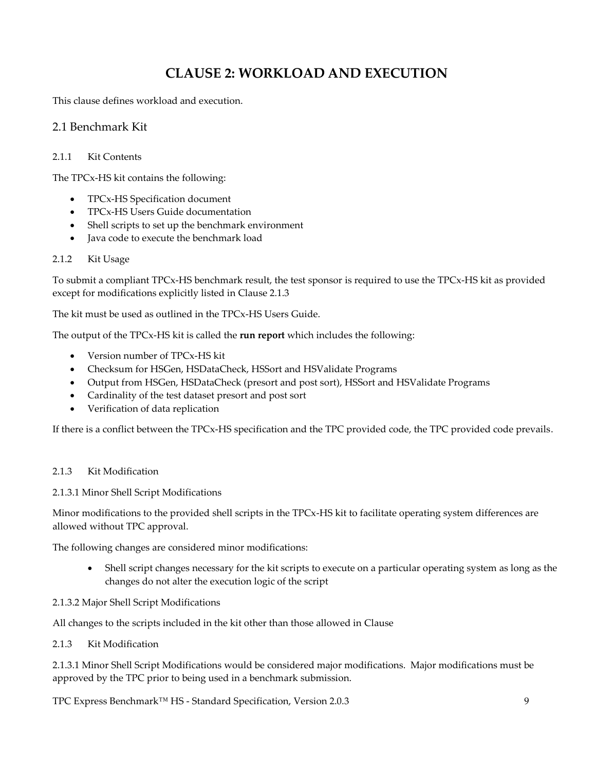# CLAUSE 2: WORKLOAD AND EXECUTION

This clause defines workload and execution.

## 2.1 Benchmark Kit

### 2.1.1 Kit Contents

The TPCx-HS kit contains the following:

- TPCx-HS Specification document
- TPCx-HS Users Guide documentation
- Shell scripts to set up the benchmark environment
- Java code to execute the benchmark load

### 2.1.2 Kit Usage

To submit a compliant TPCx-HS benchmark result, the test sponsor is required to use the TPCx-HS kit as provided except for modifications explicitly listed in Clause 2.1.3

The kit must be used as outlined in the TPCx-HS Users Guide.

The output of the TPCx-HS kit is called the **run report** which includes the following:

- Version number of TPCx-HS kit
- Checksum for HSGen, HSDataCheck, HSSort and HSValidate Programs
- Output from HSGen, HSDataCheck (presort and post sort), HSSort and HSValidate Programs
- Cardinality of the test dataset presort and post sort
- Verification of data replication

If there is a conflict between the TPCx-HS specification and the TPC provided code, the TPC provided code prevails.

### 2.1.3 Kit Modification

#### 2.1.3.1 Minor Shell Script Modifications

Minor modifications to the provided shell scripts in the TPCx-HS kit to facilitate operating system differences are allowed without TPC approval.

The following changes are considered minor modifications:

- Shell script changes necessary for the kit scripts to execute on a particular operating system as long as the changes do not alter the execution logic of the script

#### 2.1.3.2 Major Shell Script Modifications

All changes to the scripts included in the kit other than those allowed in Clause

2.1.3 Kit Modification

2.1.3.1 Minor Shell Script Modifications would be considered major modifications. Major modifications must be approved by the TPC prior to being used in a benchmark submission.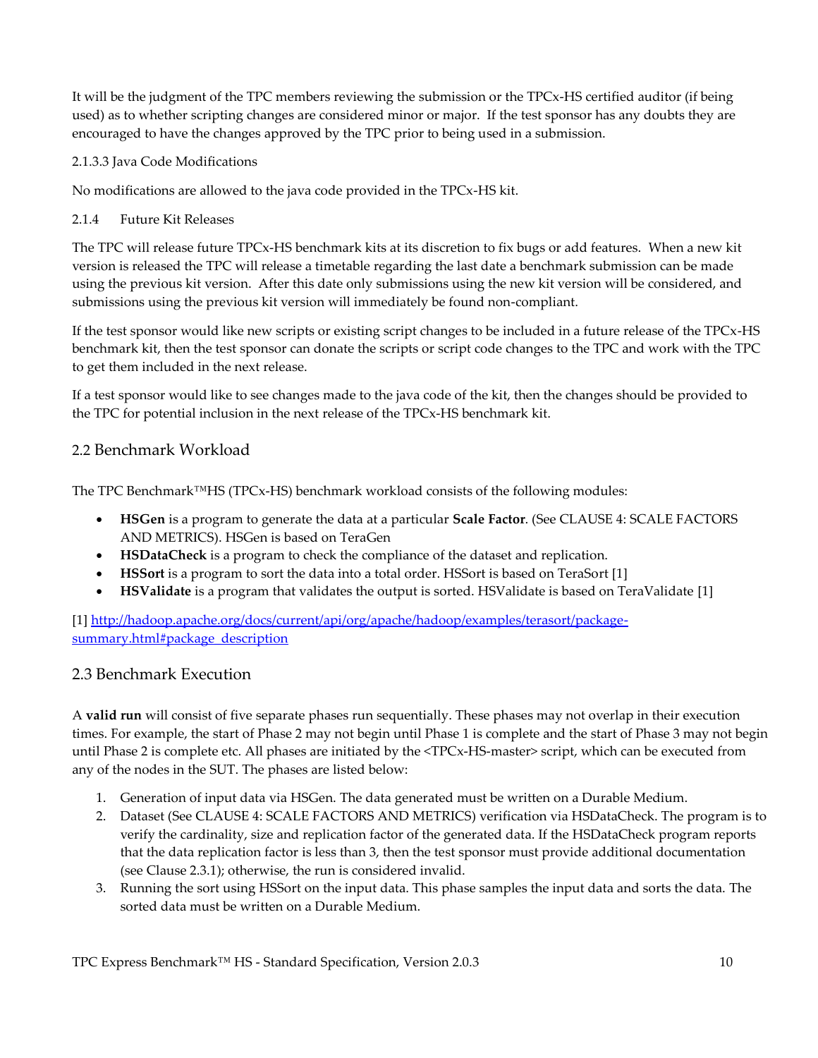It will be the judgment of the TPC members reviewing the submission or the TPCx-HS certified auditor (if being used) as to whether scripting changes are considered minor or major. If the test sponsor has any doubts they are encouraged to have the changes approved by the TPC prior to being used in a submission.

2.1.3.3 Java Code Modifications

No modifications are allowed to the java code provided in the TPCx-HS kit.

2.1.4 Future Kit Releases

The TPC will release future TPCx-HS benchmark kits at its discretion to fix bugs or add features. When a new kit version is released the TPC will release a timetable regarding the last date a benchmark submission can be made using the previous kit version. After this date only submissions using the new kit version will be considered, and submissions using the previous kit version will immediately be found non-compliant.

If the test sponsor would like new scripts or existing script changes to be included in a future release of the TPCx-HS benchmark kit, then the test sponsor can donate the scripts or script code changes to the TPC and work with the TPC to get them included in the next release.

If a test sponsor would like to see changes made to the java code of the kit, then the changes should be provided to the TPC for potential inclusion in the next release of the TPCx-HS benchmark kit.

## 2.2 Benchmark Workload

The TPC Benchmark™HS (TPCx-HS) benchmark workload consists of the following modules:

- **HSGen** is a program to generate the data at a particular **Scale Factor**. (See CLAUSE 4: SCALE FACTORS AND METRICS). HSGen is based on TeraGen
- **HSDataCheck** is a program to check the compliance of the dataset and replication.
- **HSSort** is a program to sort the data into a total order. HSSort is based on TeraSort [1]
- **HSValidate** is a program that validates the output is sorted. HSValidate is based on TeraValidate [1]

[1] [http://hadoop.apache.org/docs/current/api/org/apache/hadoop/examples/terasort/package-summary.html#package_description](http://hadoop.apache.org/docs/current/api/org/apache/hadoop/examples/terasort/package-summary.html#package_description)

## 2.3 Benchmark Execution

A **valid run** will consist of five separate phases run sequentially. These phases may not overlap in their execution times. For example, the start of Phase 2 may not begin until Phase 1 is complete and the start of Phase 3 may not begin until Phase 2 is complete etc. All phases are initiated by the <TPCx-HS-master> script, which can be executed from any of the nodes in the SUT. The phases are listed below:

1. Generation of input data via HSGen. The data generated must be written on a Durable Medium.
2. Dataset (See CLAUSE 4: SCALE FACTORS AND METRICS) verification via HSDataCheck. The program is to verify the cardinality, size and replication factor of the generated data. If the HSDataCheck program reports that the data replication factor is less than 3, then the test sponsor must provide additional documentation (see Clause 2.3.1); otherwise, the run is considered invalid.
3. Running the sort using HSSort on the input data. This phase samples the input data and sorts the data. The sorted data must be written on a Durable Medium.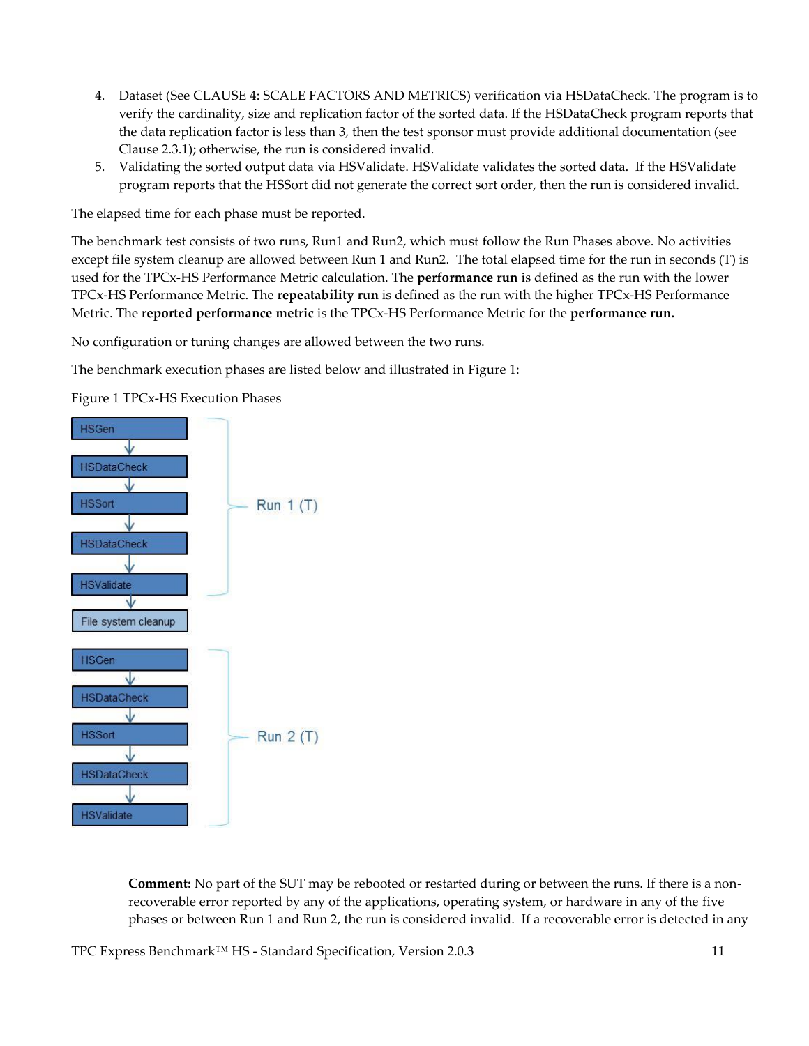4. Dataset (See CLAUSE 4: SCALE FACTORS AND METRICS) verification via HSDataCheck. The program is to verify the cardinality, size and replication factor of the sorted data. If the HSDataCheck program reports that the data replication factor is less than 3, then the test sponsor must provide additional documentation (see Clause 2.3.1); otherwise, the run is considered invalid.
5. Validating the sorted output data via HSValidate. HSValidate validates the sorted data. If the HSValidate program reports that the HSSort did not generate the correct sort order, then the run is considered invalid.

The elapsed time for each phase must be reported.

The benchmark test consists of two runs, Run1 and Run2, which must follow the Run Phases above. No activities except file system cleanup are allowed between Run 1 and Run2. The total elapsed time for the run in seconds (T) is used for the TPCx-HS Performance Metric calculation. The **performance run** is defined as the run with the lower TPCx-HS Performance Metric. The **repeatability run** is defined as the run with the higher TPCx-HS Performance Metric. The **reported performance metric** is the TPCx-HS Performance Metric for the **performance run.**

No configuration or tuning changes are allowed between the two runs.

The benchmark execution phases are listed below and illustrated in Figure 1:

Figure 1 TPCx-HS Execution Phases

```
Run 1 (T):
  HSGen
    ↓
  HSDataCheck
    ↓
  HSSort
    ↓
  HSDataCheck
    ↓
  HSValidate
    ↓
File system cleanup

Run 2 (T):
  HSGen
    ↓
  HSDataCheck
    ↓
  HSSort
    ↓
  HSDataCheck
    ↓
  HSValidate
```

**Comment:** No part of the SUT may be rebooted or restarted during or between the runs. If there is a non-recoverable error reported by any of the applications, operating system, or hardware in any of the five phases or between Run 1 and Run 2, the run is considered invalid. If a recoverable error is detected in any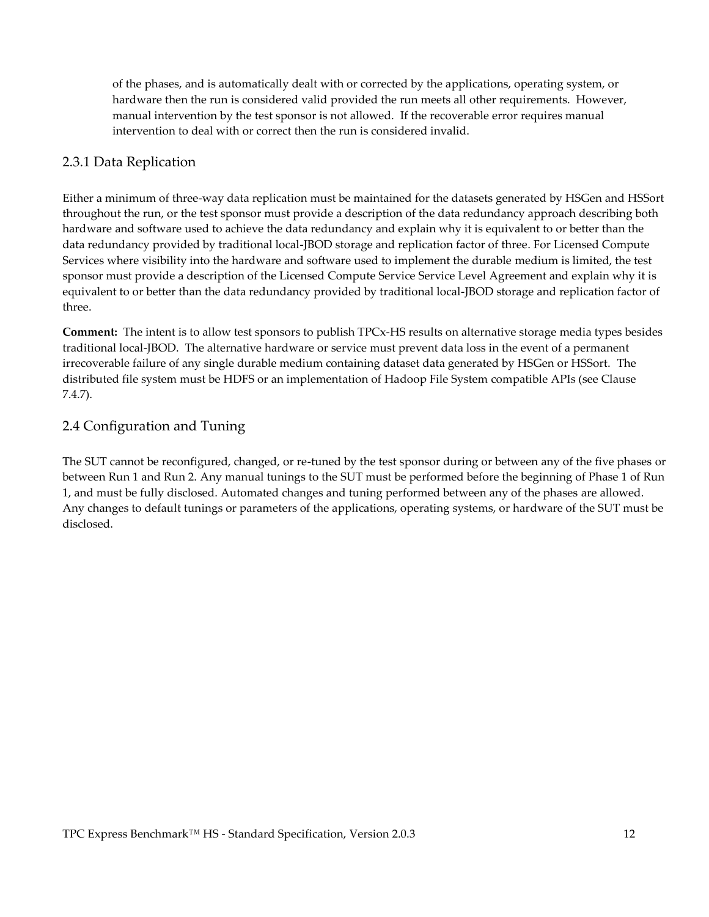of the phases, and is automatically dealt with or corrected by the applications, operating system, or hardware then the run is considered valid provided the run meets all other requirements. However, manual intervention by the test sponsor is not allowed. If the recoverable error requires manual intervention to deal with or correct then the run is considered invalid.

### 2.3.1 Data Replication

Either a minimum of three-way data replication must be maintained for the datasets generated by HSGen and HSSort throughout the run, or the test sponsor must provide a description of the data redundancy approach describing both hardware and software used to achieve the data redundancy and explain why it is equivalent to or better than the data redundancy provided by traditional local-JBOD storage and replication factor of three. For Licensed Compute Services where visibility into the hardware and software used to implement the durable medium is limited, the test sponsor must provide a description of the Licensed Compute Service Service Level Agreement and explain why it is equivalent to or better than the data redundancy provided by traditional local-JBOD storage and replication factor of three.

**Comment:** The intent is to allow test sponsors to publish TPCx-HS results on alternative storage media types besides traditional local-JBOD. The alternative hardware or service must prevent data loss in the event of a permanent irrecoverable failure of any single durable medium containing dataset data generated by HSGen or HSSort. The distributed file system must be HDFS or an implementation of Hadoop File System compatible APIs (see Clause 7.4.7).

## 2.4 Configuration and Tuning

The SUT cannot be reconfigured, changed, or re-tuned by the test sponsor during or between any of the five phases or between Run 1 and Run 2. Any manual tunings to the SUT must be performed before the beginning of Phase 1 of Run 1, and must be fully disclosed. Automated changes and tuning performed between any of the phases are allowed. Any changes to default tunings or parameters of the applications, operating systems, or hardware of the SUT must be disclosed.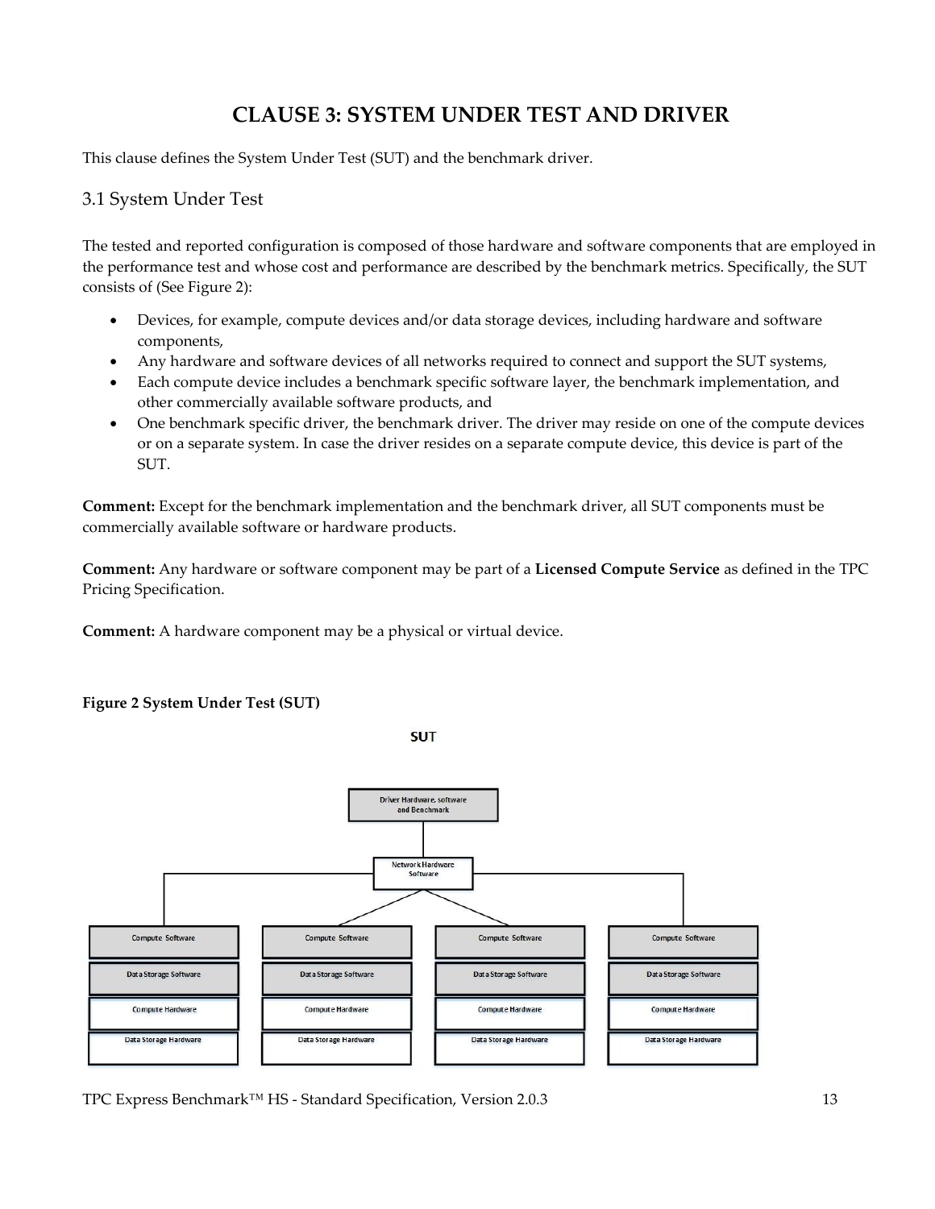# CLAUSE 3: SYSTEM UNDER TEST AND DRIVER

This clause defines the System Under Test (SUT) and the benchmark driver.

## 3.1 System Under Test

The tested and reported configuration is composed of those hardware and software components that are employed in the performance test and whose cost and performance are described by the benchmark metrics. Specifically, the SUT consists of (See Figure 2):

- Devices, for example, compute devices and/or data storage devices, including hardware and software components,
- Any hardware and software devices of all networks required to connect and support the SUT systems,
- Each compute device includes a benchmark specific software layer, the benchmark implementation, and other commercially available software products, and
- One benchmark specific driver, the benchmark driver. The driver may reside on one of the compute devices or on a separate system. In case the driver resides on a separate compute device, this device is part of the SUT.

**Comment:** Except for the benchmark implementation and the benchmark driver, all SUT components must be commercially available software or hardware products.

**Comment:** Any hardware or software component may be part of a **Licensed Compute Service** as defined in the TPC Pricing Specification.

**Comment:** A hardware component may be a physical or virtual device.

**Figure 2 System Under Test (SUT)**

SUT

Driver Hardware, software and Benchmark

Network Hardware Software

| Compute Software | Compute Software | Compute Software | Compute Software |
|---|---|---|---|
| Data Storage Software | Data Storage Software | Data Storage Software | Data Storage Software |
| Compute Hardware | Compute Hardware | Compute Hardware | Compute Hardware |
| Data Storage Hardware | Data Storage Hardware | Data Storage Hardware | Data Storage Hardware |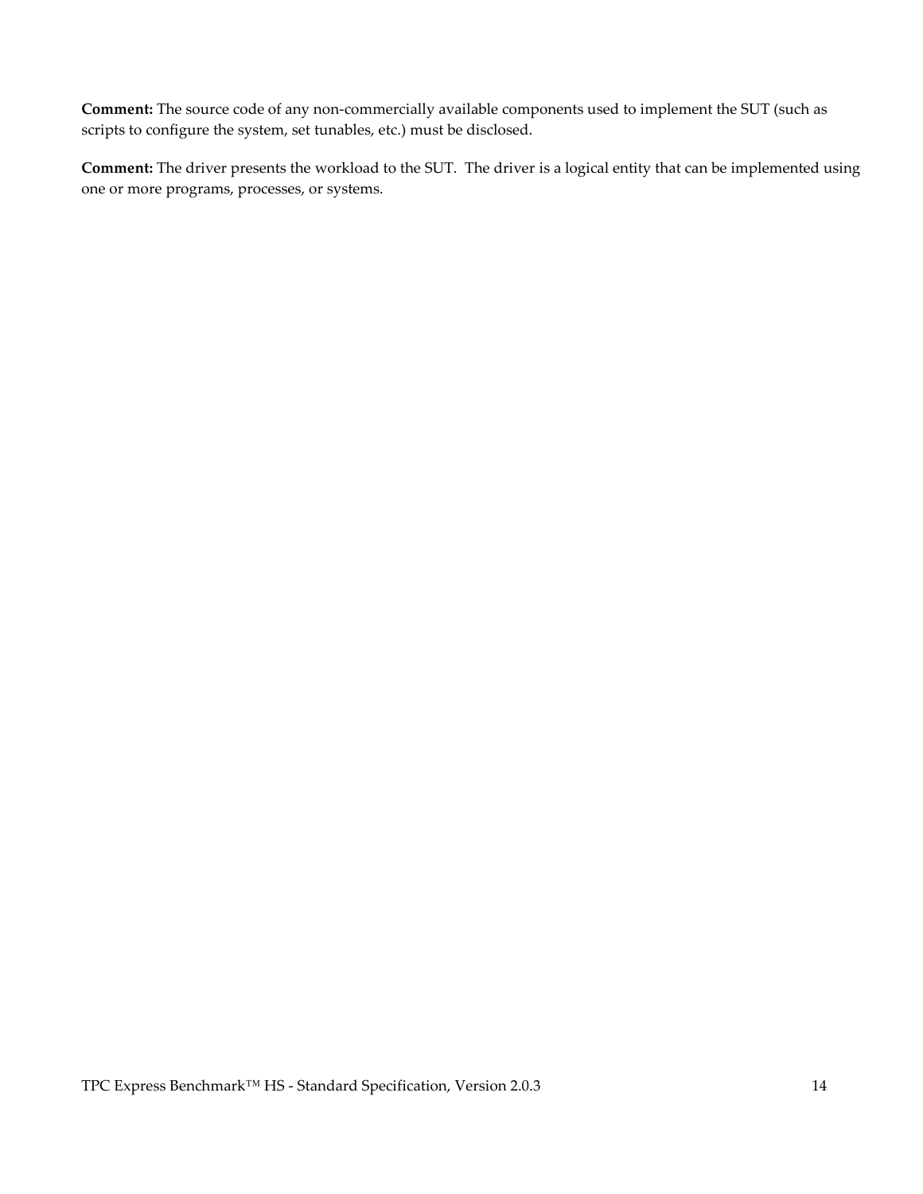**Comment:** The source code of any non-commercially available components used to implement the SUT (such as scripts to configure the system, set tunables, etc.) must be disclosed.

**Comment:** The driver presents the workload to the SUT. The driver is a logical entity that can be implemented using one or more programs, processes, or systems.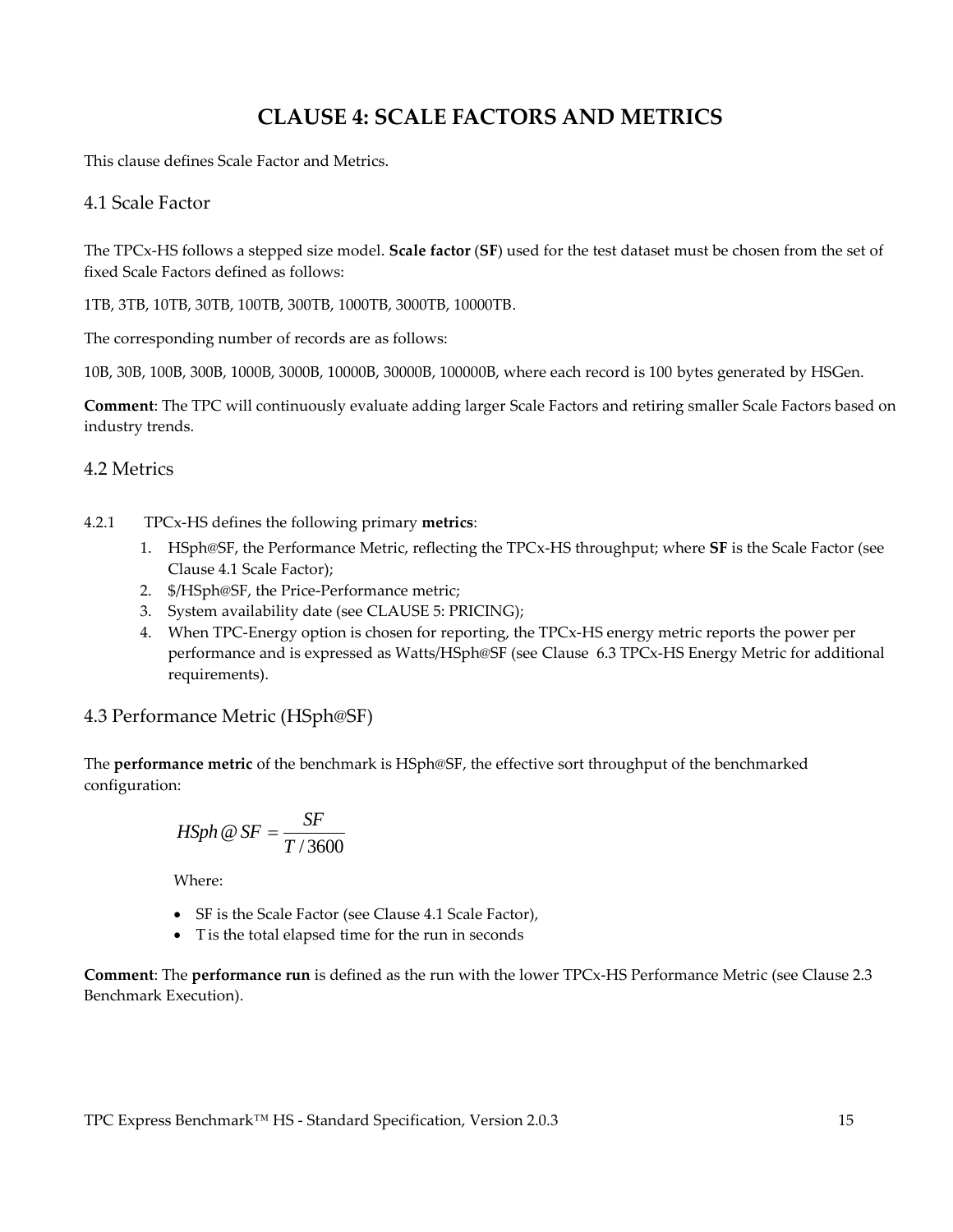# CLAUSE 4: SCALE FACTORS AND METRICS

This clause defines Scale Factor and Metrics.

## 4.1 Scale Factor

The TPCx-HS follows a stepped size model. **Scale factor** (**SF**) used for the test dataset must be chosen from the set of fixed Scale Factors defined as follows:

1TB, 3TB, 10TB, 30TB, 100TB, 300TB, 1000TB, 3000TB, 10000TB.

The corresponding number of records are as follows:

10B, 30B, 100B, 300B, 1000B, 3000B, 10000B, 30000B, 100000B, where each record is 100 bytes generated by HSGen.

**Comment**: The TPC will continuously evaluate adding larger Scale Factors and retiring smaller Scale Factors based on industry trends.

## 4.2 Metrics

4.2.1 TPCx-HS defines the following primary **metrics**:

1. HSph@SF, the Performance Metric, reflecting the TPCx-HS throughput; where **SF** is the Scale Factor (see Clause 4.1 Scale Factor);
2. $/HSph@SF, the Price-Performance metric;
3. System availability date (see CLAUSE 5: PRICING);
4. When TPC-Energy option is chosen for reporting, the TPCx-HS energy metric reports the power per performance and is expressed as Watts/HSph@SF (see Clause 6.3 TPCx-HS Energy Metric for additional requirements).

## 4.3 Performance Metric (HSph@SF)

The **performance metric** of the benchmark is HSph@SF, the effective sort throughput of the benchmarked configuration:

$$HSph@SF = \frac{SF}{T/3600}$$

Where:

- SF is the Scale Factor (see Clause 4.1 Scale Factor),
- T is the total elapsed time for the run in seconds

**Comment**: The **performance run** is defined as the run with the lower TPCx-HS Performance Metric (see Clause 2.3 Benchmark Execution).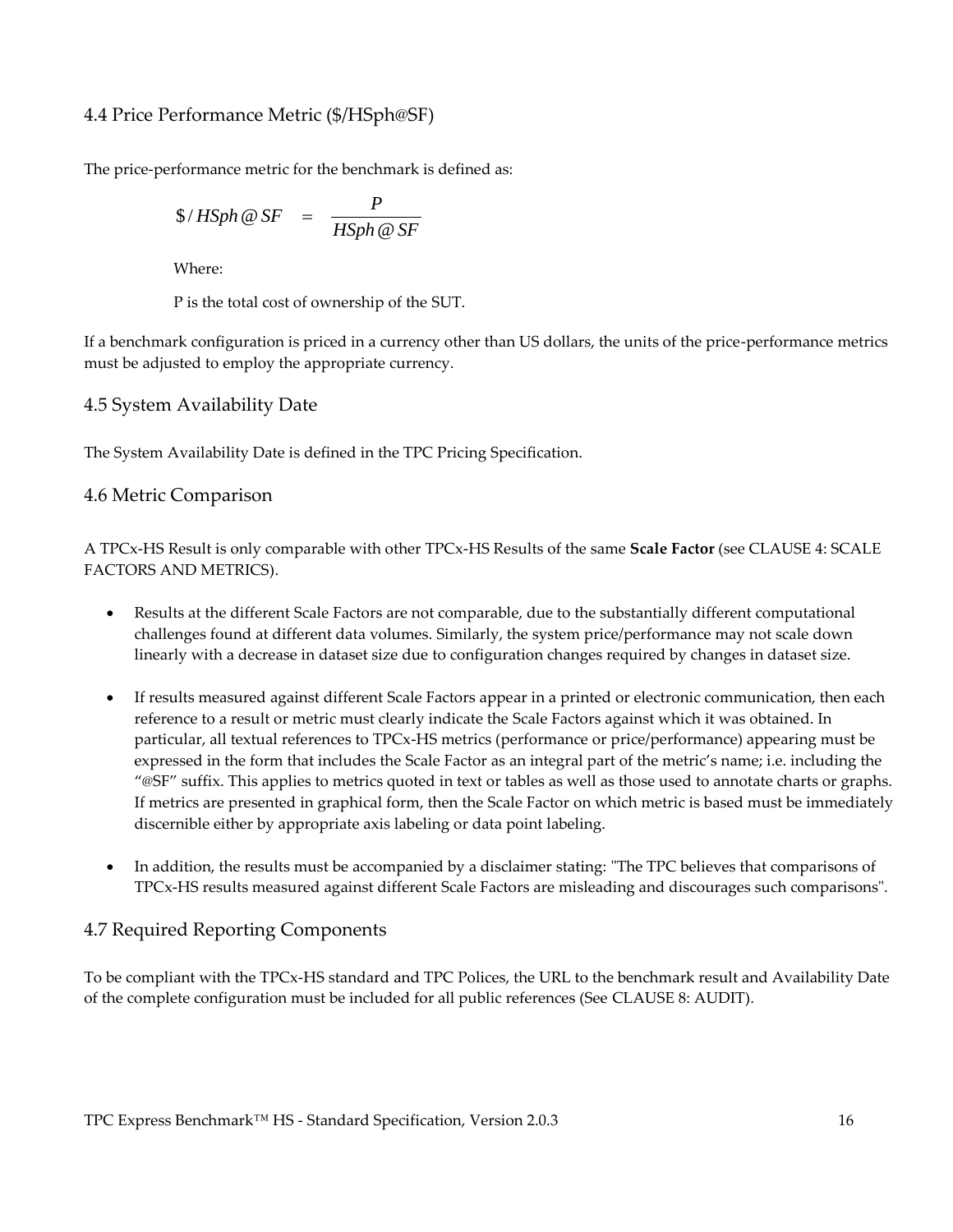## 4.4 Price Performance Metric ($/HSph@SF)

The price-performance metric for the benchmark is defined as:

$$\$ / HSph@SF \quad = \quad \frac{P}{HSph@SF}$$

Where:

P is the total cost of ownership of the SUT.

If a benchmark configuration is priced in a currency other than US dollars, the units of the price-performance metrics must be adjusted to employ the appropriate currency.

## 4.5 System Availability Date

The System Availability Date is defined in the TPC Pricing Specification.

## 4.6 Metric Comparison

A TPCx-HS Result is only comparable with other TPCx-HS Results of the same **Scale Factor** (see CLAUSE 4: SCALE FACTORS AND METRICS).

- Results at the different Scale Factors are not comparable, due to the substantially different computational challenges found at different data volumes. Similarly, the system price/performance may not scale down linearly with a decrease in dataset size due to configuration changes required by changes in dataset size.

- If results measured against different Scale Factors appear in a printed or electronic communication, then each reference to a result or metric must clearly indicate the Scale Factors against which it was obtained. In particular, all textual references to TPCx-HS metrics (performance or price/performance) appearing must be expressed in the form that includes the Scale Factor as an integral part of the metric's name; i.e. including the "@SF" suffix. This applies to metrics quoted in text or tables as well as those used to annotate charts or graphs. If metrics are presented in graphical form, then the Scale Factor on which metric is based must be immediately discernible either by appropriate axis labeling or data point labeling.

- In addition, the results must be accompanied by a disclaimer stating: "The TPC believes that comparisons of TPCx-HS results measured against different Scale Factors are misleading and discourages such comparisons".

## 4.7 Required Reporting Components

To be compliant with the TPCx-HS standard and TPC Polices, the URL to the benchmark result and Availability Date of the complete configuration must be included for all public references (See CLAUSE 8: AUDIT).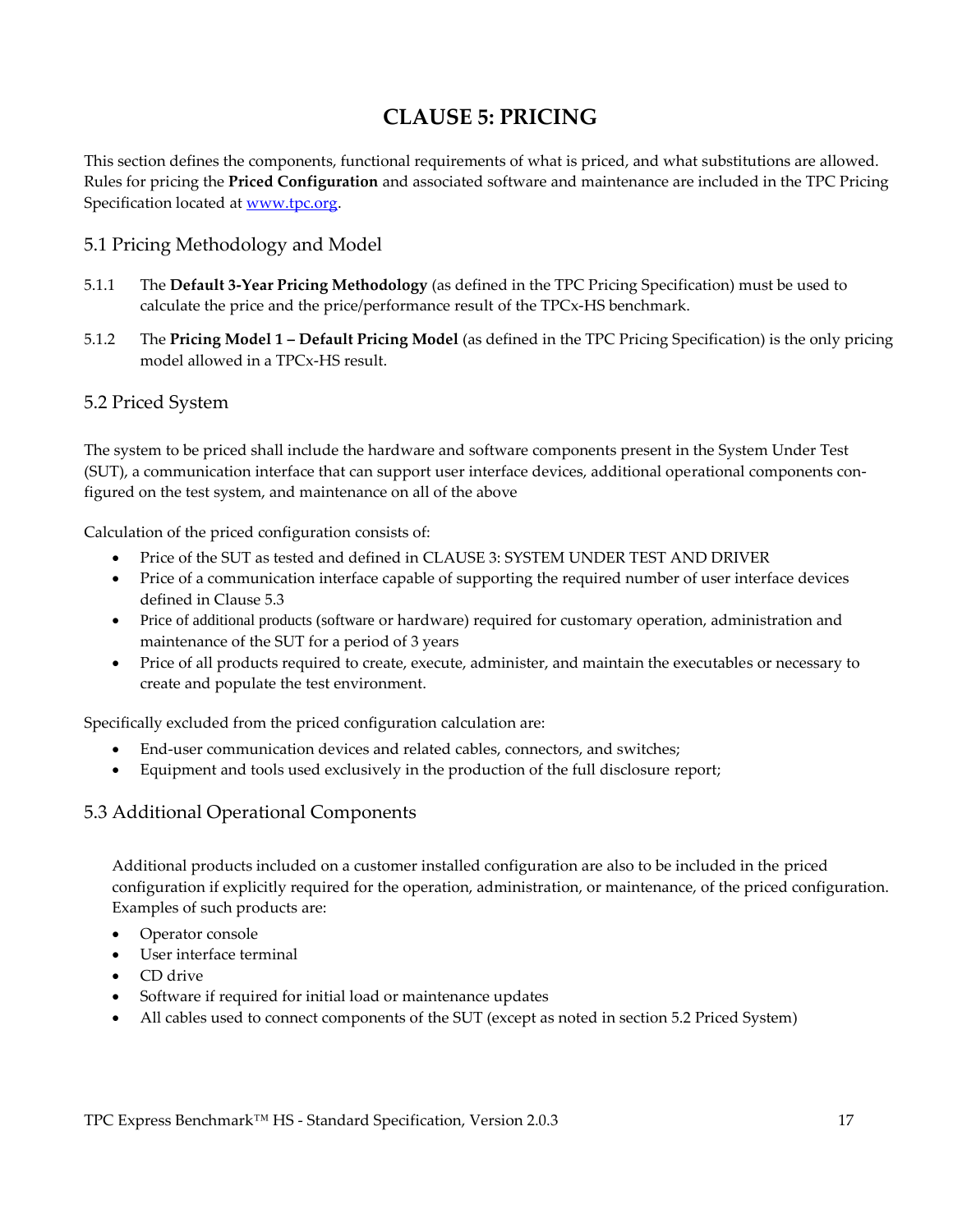# CLAUSE 5: PRICING

This section defines the components, functional requirements of what is priced, and what substitutions are allowed. Rules for pricing the **Priced Configuration** and associated software and maintenance are included in the TPC Pricing Specification located at [www.tpc.org](www.tpc.org).

## 5.1 Pricing Methodology and Model

5.1.1 The **Default 3-Year Pricing Methodology** (as defined in the TPC Pricing Specification) must be used to calculate the price and the price/performance result of the TPCx-HS benchmark.

5.1.2 The **Pricing Model 1 – Default Pricing Model** (as defined in the TPC Pricing Specification) is the only pricing model allowed in a TPCx-HS result.

## 5.2 Priced System

The system to be priced shall include the hardware and software components present in the System Under Test (SUT), a communication interface that can support user interface devices, additional operational components configured on the test system, and maintenance on all of the above

Calculation of the priced configuration consists of:

- Price of the SUT as tested and defined in CLAUSE 3: SYSTEM UNDER TEST AND DRIVER
- Price of a communication interface capable of supporting the required number of user interface devices defined in Clause 5.3
- Price of additional products (software or hardware) required for customary operation, administration and maintenance of the SUT for a period of 3 years
- Price of all products required to create, execute, administer, and maintain the executables or necessary to create and populate the test environment.

Specifically excluded from the priced configuration calculation are:

- End-user communication devices and related cables, connectors, and switches;
- Equipment and tools used exclusively in the production of the full disclosure report;

## 5.3 Additional Operational Components

Additional products included on a customer installed configuration are also to be included in the priced configuration if explicitly required for the operation, administration, or maintenance, of the priced configuration. Examples of such products are:

- Operator console
- User interface terminal
- CD drive
- Software if required for initial load or maintenance updates
- All cables used to connect components of the SUT (except as noted in section 5.2 Priced System)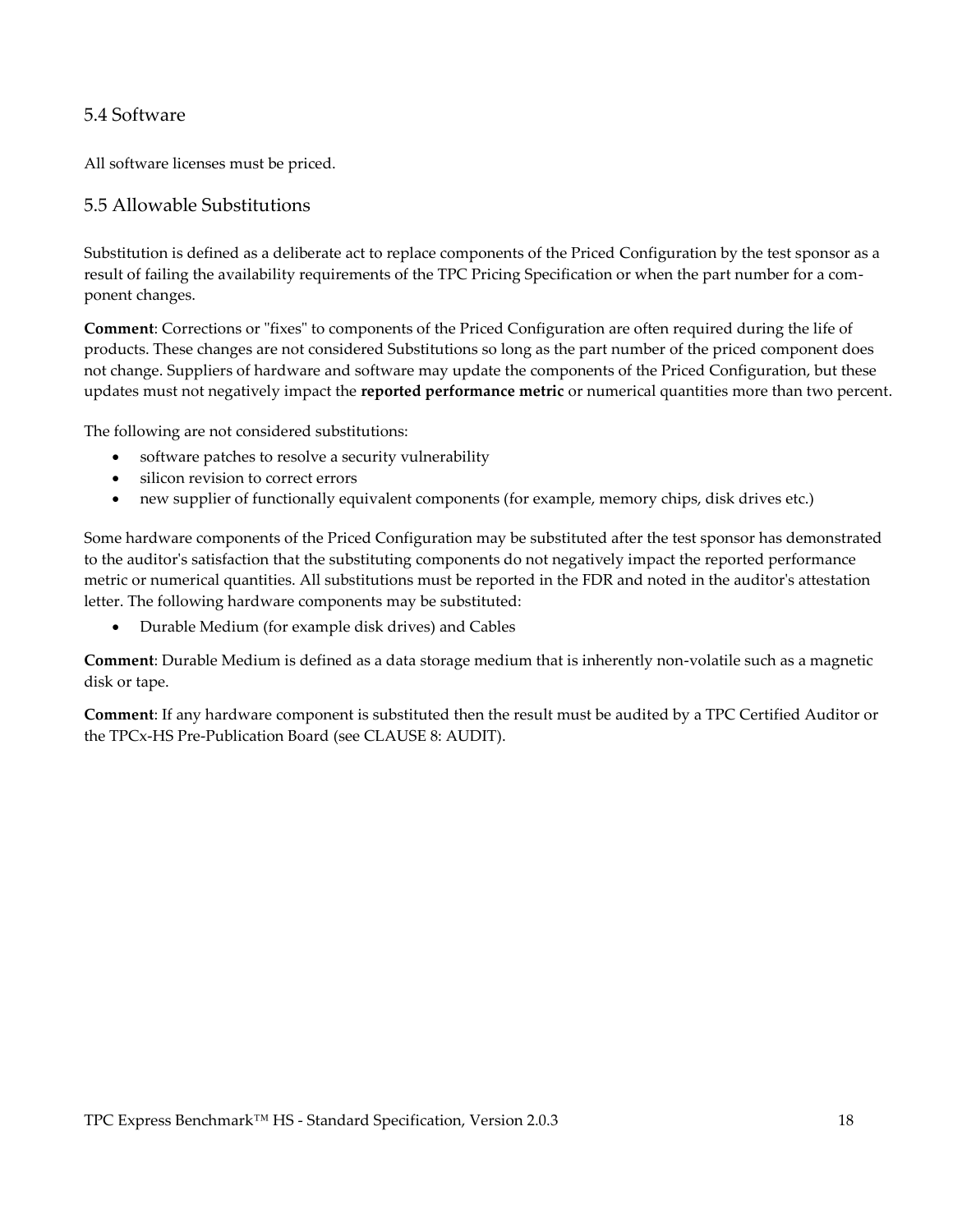## 5.4 Software

All software licenses must be priced.

## 5.5 Allowable Substitutions

Substitution is defined as a deliberate act to replace components of the Priced Configuration by the test sponsor as a result of failing the availability requirements of the TPC Pricing Specification or when the part number for a component changes.

**Comment**: Corrections or "fixes" to components of the Priced Configuration are often required during the life of products. These changes are not considered Substitutions so long as the part number of the priced component does not change. Suppliers of hardware and software may update the components of the Priced Configuration, but these updates must not negatively impact the **reported performance metric** or numerical quantities more than two percent.

The following are not considered substitutions:

- software patches to resolve a security vulnerability
- silicon revision to correct errors
- new supplier of functionally equivalent components (for example, memory chips, disk drives etc.)

Some hardware components of the Priced Configuration may be substituted after the test sponsor has demonstrated to the auditor's satisfaction that the substituting components do not negatively impact the reported performance metric or numerical quantities. All substitutions must be reported in the FDR and noted in the auditor's attestation letter. The following hardware components may be substituted:

- Durable Medium (for example disk drives) and Cables

**Comment**: Durable Medium is defined as a data storage medium that is inherently non-volatile such as a magnetic disk or tape.

**Comment**: If any hardware component is substituted then the result must be audited by a TPC Certified Auditor or the TPCx-HS Pre-Publication Board (see CLAUSE 8: AUDIT).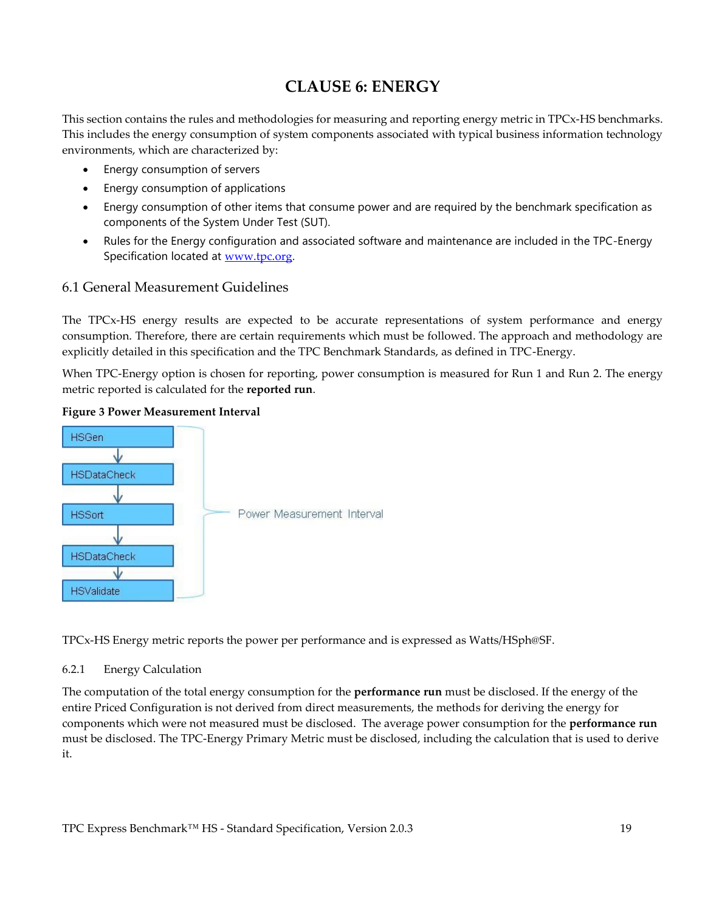# CLAUSE 6: ENERGY

This section contains the rules and methodologies for measuring and reporting energy metric in TPCx-HS benchmarks. This includes the energy consumption of system components associated with typical business information technology environments, which are characterized by:

- Energy consumption of servers
- Energy consumption of applications
- Energy consumption of other items that consume power and are required by the benchmark specification as components of the System Under Test (SUT).
- Rules for the Energy configuration and associated software and maintenance are included in the TPC-Energy Specification located at www.tpc.org.

## 6.1 General Measurement Guidelines

The TPCx-HS energy results are expected to be accurate representations of system performance and energy consumption. Therefore, there are certain requirements which must be followed. The approach and methodology are explicitly detailed in this specification and the TPC Benchmark Standards, as defined in TPC-Energy.

When TPC-Energy option is chosen for reporting, power consumption is measured for Run 1 and Run 2. The energy metric reported is calculated for the **reported run**.

**Figure 3 Power Measurement Interval**

HSGen → HSDataCheck → HSSort → HSDataCheck → HSValidate — Power Measurement Interval

TPCx-HS Energy metric reports the power per performance and is expressed as Watts/HSph@SF.

### 6.2.1 Energy Calculation

The computation of the total energy consumption for the **performance run** must be disclosed. If the energy of the entire Priced Configuration is not derived from direct measurements, the methods for deriving the energy for components which were not measured must be disclosed. The average power consumption for the **performance run** must be disclosed. The TPC-Energy Primary Metric must be disclosed, including the calculation that is used to derive it.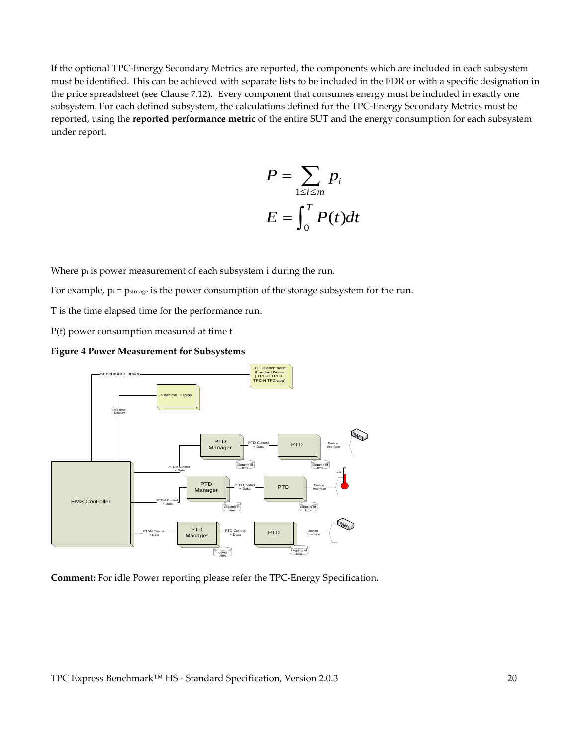If the optional TPC-Energy Secondary Metrics are reported, the components which are included in each subsystem must be identified. This can be achieved with separate lists to be included in the FDR or with a specific designation in the price spreadsheet (see Clause 7.12). Every component that consumes energy must be included in exactly one subsystem. For each defined subsystem, the calculations defined for the TPC-Energy Secondary Metrics must be reported, using the **reported performance metric** of the entire SUT and the energy consumption for each subsystem under report.

$$P = \sum_{1 \le i \le m} p_i$$

$$E = \int_0^T P(t)dt$$

Where $p_i$ is power measurement of each subsystem i during the run.

For example, $p_i = p_{storage}$ is the power consumption of the storage subsystem for the run.

T is the time elapsed time for the performance run.

P(t) power consumption measured at time t

**Figure 4 Power Measurement for Subsystems**

**Comment:** For idle Power reporting please refer the TPC-Energy Specification.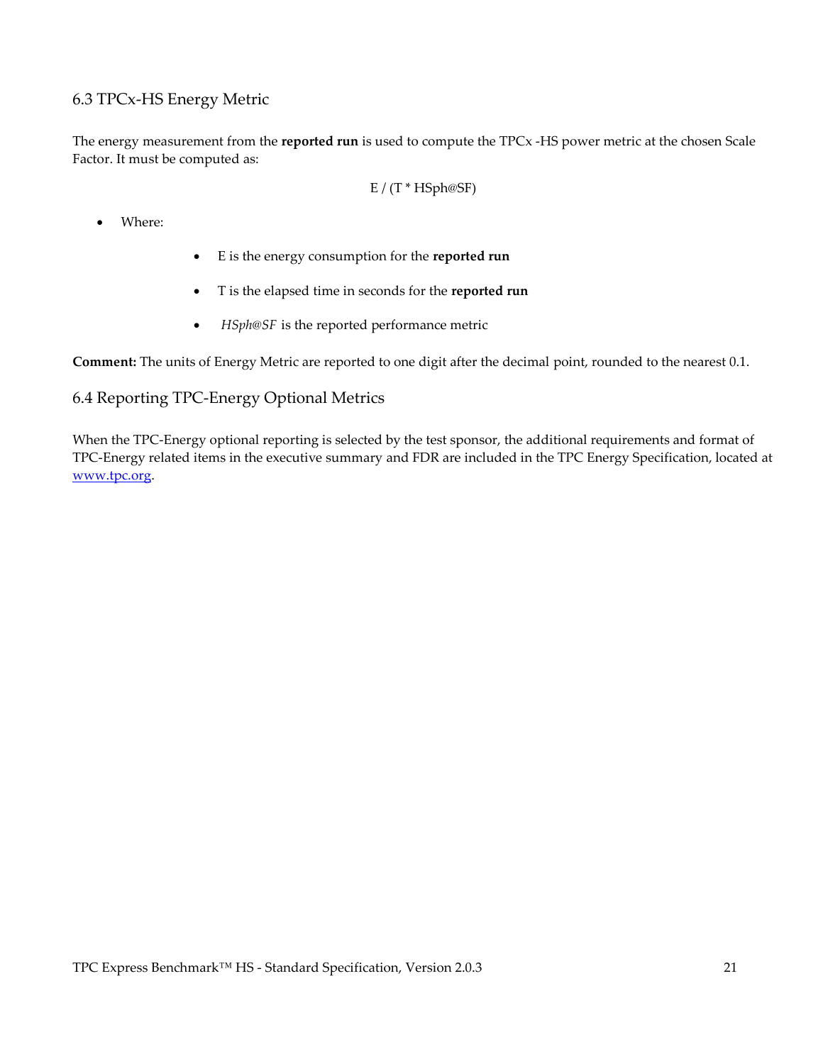## 6.3 TPCx-HS Energy Metric

The energy measurement from the **reported run** is used to compute the TPCx -HS power metric at the chosen Scale Factor. It must be computed as:

$$E / (T * HSph@SF)$$

- Where:
  - E is the energy consumption for the **reported run**
  - T is the elapsed time in seconds for the **reported run**
  - *HSph@SF* is the reported performance metric

**Comment:** The units of Energy Metric are reported to one digit after the decimal point, rounded to the nearest 0.1.

## 6.4 Reporting TPC-Energy Optional Metrics

When the TPC-Energy optional reporting is selected by the test sponsor, the additional requirements and format of TPC-Energy related items in the executive summary and FDR are included in the TPC Energy Specification, located at [www.tpc.org](http://www.tpc.org).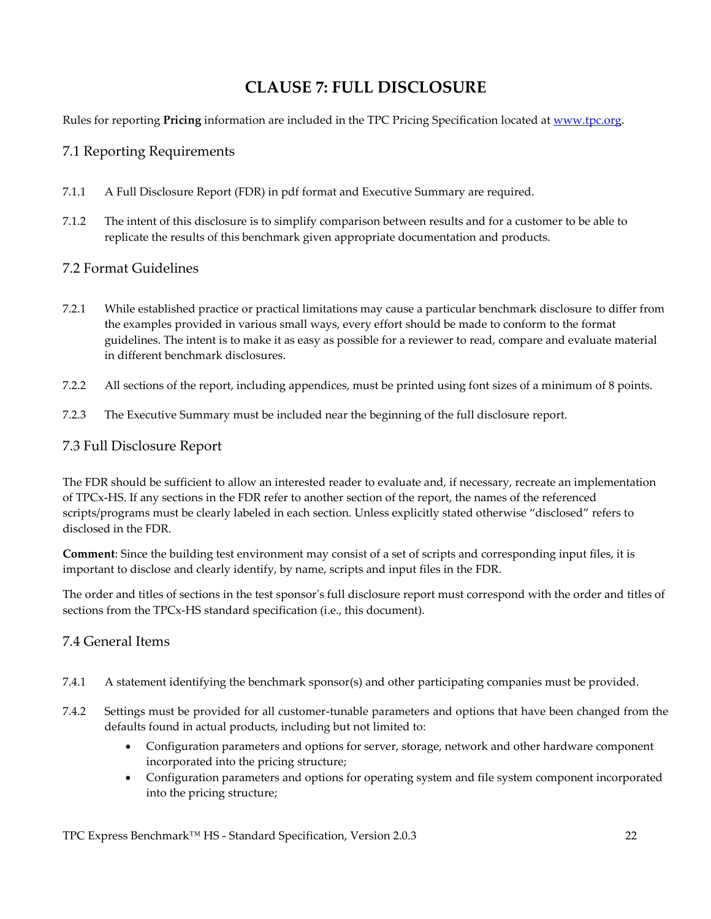# CLAUSE 7: FULL DISCLOSURE

Rules for reporting **Pricing** information are included in the TPC Pricing Specification located at www.tpc.org.

## 7.1 Reporting Requirements

7.1.1 A Full Disclosure Report (FDR) in pdf format and Executive Summary are required.

7.1.2 The intent of this disclosure is to simplify comparison between results and for a customer to be able to replicate the results of this benchmark given appropriate documentation and products.

## 7.2 Format Guidelines

7.2.1 While established practice or practical limitations may cause a particular benchmark disclosure to differ from the examples provided in various small ways, every effort should be made to conform to the format guidelines. The intent is to make it as easy as possible for a reviewer to read, compare and evaluate material in different benchmark disclosures.

7.2.2 All sections of the report, including appendices, must be printed using font sizes of a minimum of 8 points.

7.2.3 The Executive Summary must be included near the beginning of the full disclosure report.

## 7.3 Full Disclosure Report

The FDR should be sufficient to allow an interested reader to evaluate and, if necessary, recreate an implementation of TPCx-HS. If any sections in the FDR refer to another section of the report, the names of the referenced scripts/programs must be clearly labeled in each section. Unless explicitly stated otherwise "disclosed" refers to disclosed in the FDR.

**Comment**: Since the building test environment may consist of a set of scripts and corresponding input files, it is important to disclose and clearly identify, by name, scripts and input files in the FDR.

The order and titles of sections in the test sponsor's full disclosure report must correspond with the order and titles of sections from the TPCx-HS standard specification (i.e., this document).

## 7.4 General Items

7.4.1 A statement identifying the benchmark sponsor(s) and other participating companies must be provided.

7.4.2 Settings must be provided for all customer-tunable parameters and options that have been changed from the defaults found in actual products, including but not limited to:

- Configuration parameters and options for server, storage, network and other hardware component incorporated into the pricing structure;
- Configuration parameters and options for operating system and file system component incorporated into the pricing structure;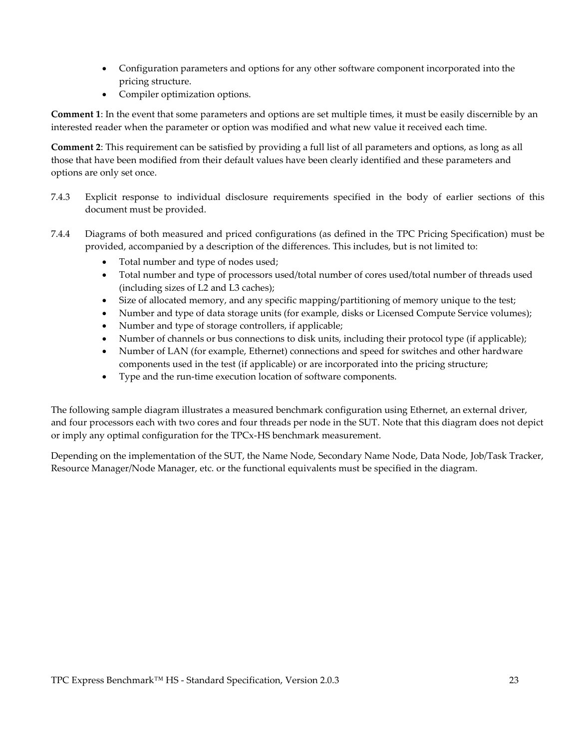- Configuration parameters and options for any other software component incorporated into the pricing structure.
- Compiler optimization options.

**Comment 1**: In the event that some parameters and options are set multiple times, it must be easily discernible by an interested reader when the parameter or option was modified and what new value it received each time.

**Comment 2**: This requirement can be satisfied by providing a full list of all parameters and options, as long as all those that have been modified from their default values have been clearly identified and these parameters and options are only set once.

7.4.3 Explicit response to individual disclosure requirements specified in the body of earlier sections of this document must be provided.

7.4.4 Diagrams of both measured and priced configurations (as defined in the TPC Pricing Specification) must be provided, accompanied by a description of the differences. This includes, but is not limited to:

- Total number and type of nodes used;
- Total number and type of processors used/total number of cores used/total number of threads used (including sizes of L2 and L3 caches);
- Size of allocated memory, and any specific mapping/partitioning of memory unique to the test;
- Number and type of data storage units (for example, disks or Licensed Compute Service volumes);
- Number and type of storage controllers, if applicable;
- Number of channels or bus connections to disk units, including their protocol type (if applicable);
- Number of LAN (for example, Ethernet) connections and speed for switches and other hardware components used in the test (if applicable) or are incorporated into the pricing structure;
- Type and the run-time execution location of software components.

The following sample diagram illustrates a measured benchmark configuration using Ethernet, an external driver, and four processors each with two cores and four threads per node in the SUT. Note that this diagram does not depict or imply any optimal configuration for the TPCx-HS benchmark measurement.

Depending on the implementation of the SUT, the Name Node, Secondary Name Node, Data Node, Job/Task Tracker, Resource Manager/Node Manager, etc. or the functional equivalents must be specified in the diagram.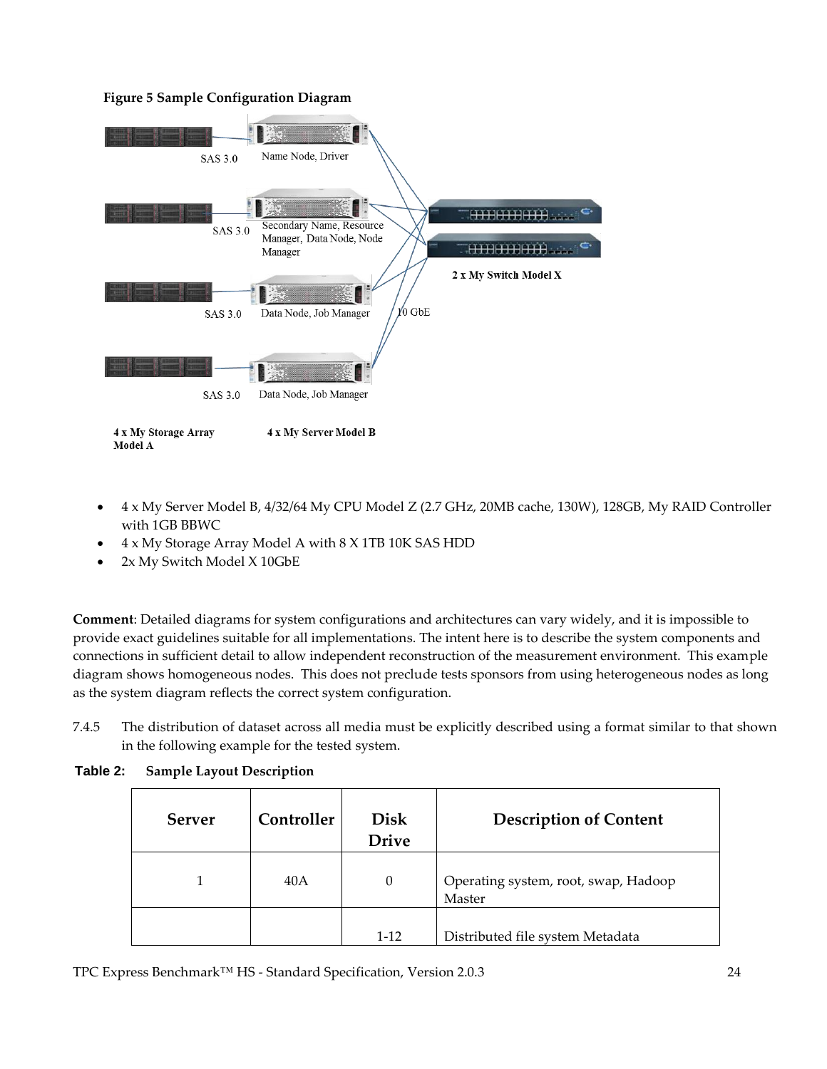**Figure 5 Sample Configuration Diagram**

SAS 3.0 — Name Node, Driver

SAS 3.0 — Secondary Name, Resource Manager, Data Node, Node Manager

SAS 3.0 — Data Node, Job Manager

SAS 3.0 — Data Node, Job Manager

10 GbE

2 x My Switch Model X

4 x My Storage Array Model A

4 x My Server Model B

- 4 x My Server Model B, 4/32/64 My CPU Model Z (2.7 GHz, 20MB cache, 130W), 128GB, My RAID Controller with 1GB BBWC
- 4 x My Storage Array Model A with 8 X 1TB 10K SAS HDD
- 2x My Switch Model X 10GbE

**Comment**: Detailed diagrams for system configurations and architectures can vary widely, and it is impossible to provide exact guidelines suitable for all implementations. The intent here is to describe the system components and connections in sufficient detail to allow independent reconstruction of the measurement environment. This example diagram shows homogeneous nodes. This does not preclude tests sponsors from using heterogeneous nodes as long as the system diagram reflects the correct system configuration.

7.4.5 The distribution of dataset across all media must be explicitly described using a format similar to that shown in the following example for the tested system.

**Table 2: Sample Layout Description**

| Server | Controller | Disk Drive | Description of Content |
|---|---|---|---|
| 1 | 40A | 0 | Operating system, root, swap, Hadoop Master |
| | | 1-12 | Distributed file system Metadata |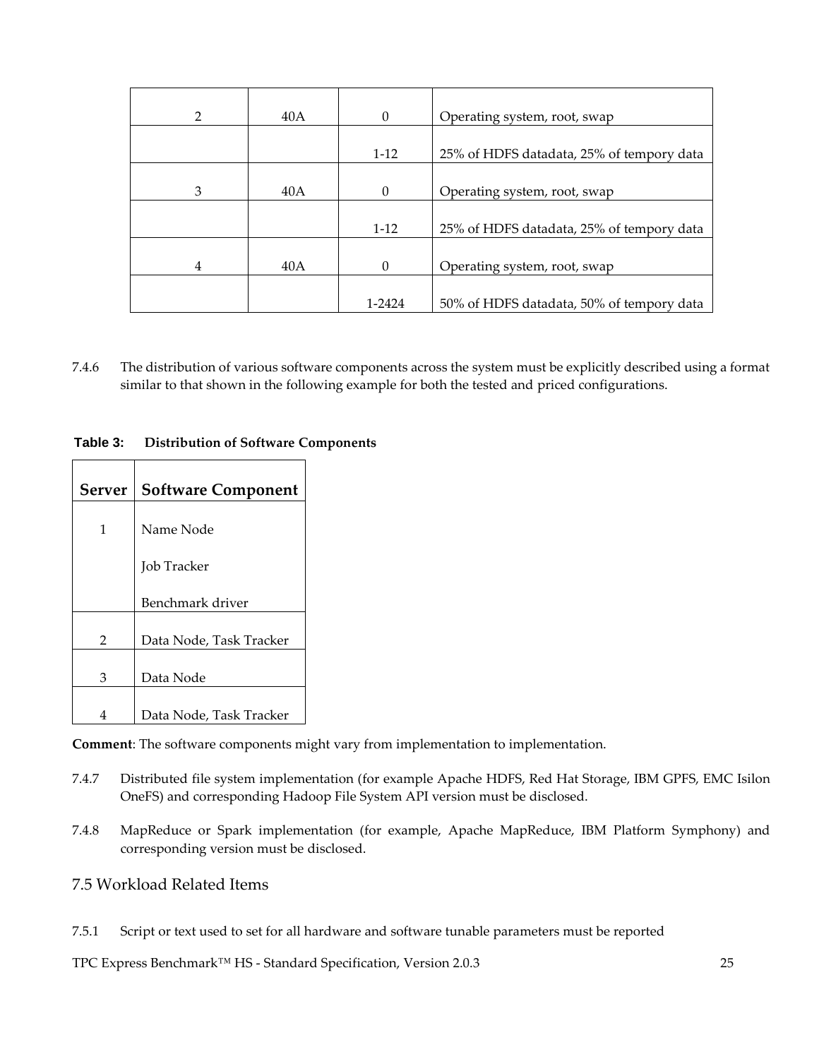| 2 | 40A | 0 | Operating system, root, swap |
|---|---|---|---|
| | | 1-12 | 25% of HDFS datadata, 25% of tempory data |
| 3 | 40A | 0 | Operating system, root, swap |
| | | 1-12 | 25% of HDFS datadata, 25% of tempory data |
| 4 | 40A | 0 | Operating system, root, swap |
| | | 1-2424 | 50% of HDFS datadata, 50% of tempory data |

7.4.6 The distribution of various software components across the system must be explicitly described using a format similar to that shown in the following example for both the tested and priced configurations.

**Table 3: Distribution of Software Components**

| Server | Software Component |
|---|---|
| 1 | Name Node<br>Job Tracker<br>Benchmark driver |
| 2 | Data Node, Task Tracker |
| 3 | Data Node |
| 4 | Data Node, Task Tracker |

**Comment**: The software components might vary from implementation to implementation.

7.4.7 Distributed file system implementation (for example Apache HDFS, Red Hat Storage, IBM GPFS, EMC Isilon OneFS) and corresponding Hadoop File System API version must be disclosed.

7.4.8 MapReduce or Spark implementation (for example, Apache MapReduce, IBM Platform Symphony) and corresponding version must be disclosed.

## 7.5 Workload Related Items

7.5.1 Script or text used to set for all hardware and software tunable parameters must be reported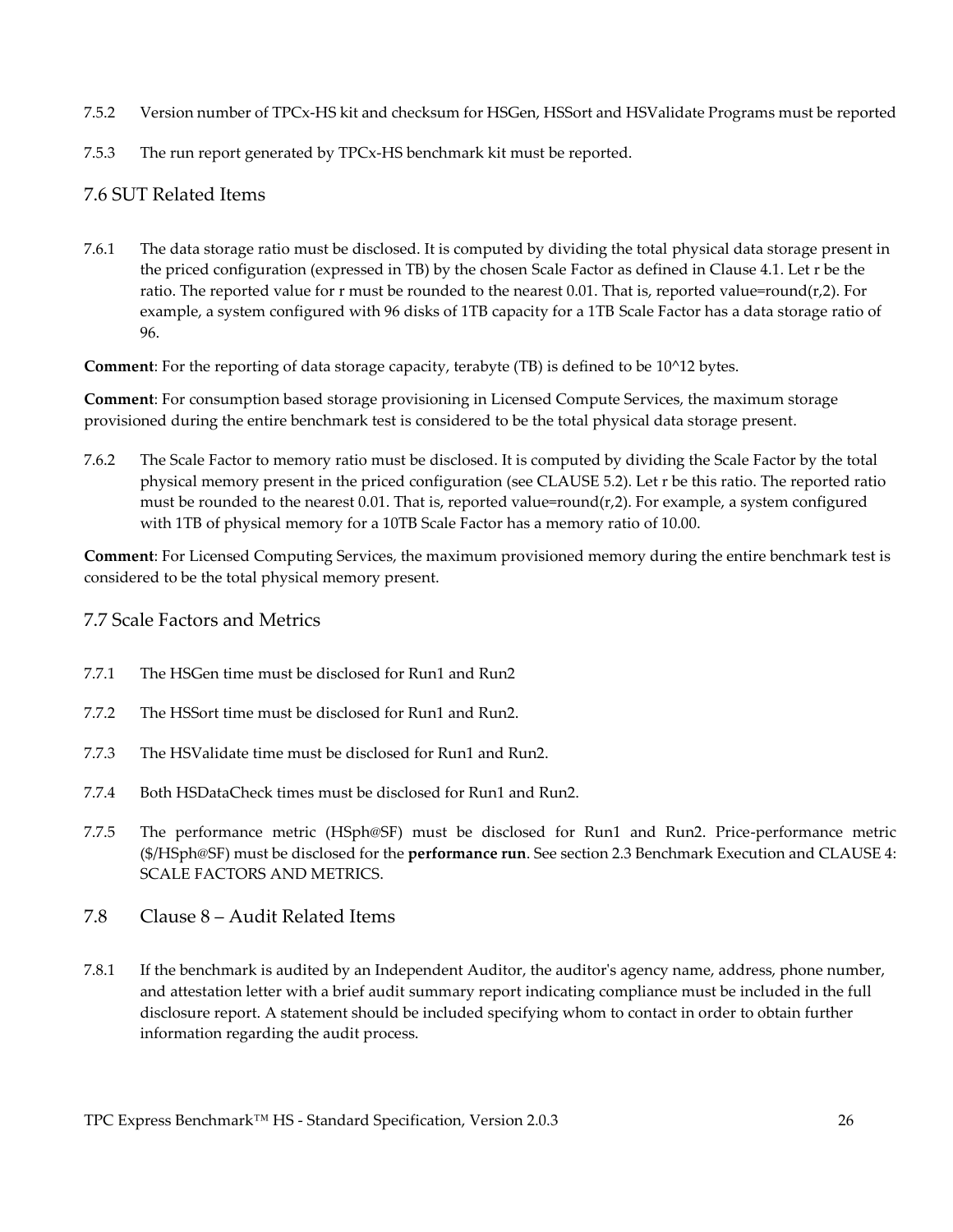7.5.2 Version number of TPCx-HS kit and checksum for HSGen, HSSort and HSValidate Programs must be reported

7.5.3 The run report generated by TPCx-HS benchmark kit must be reported.

## 7.6 SUT Related Items

7.6.1 The data storage ratio must be disclosed. It is computed by dividing the total physical data storage present in the priced configuration (expressed in TB) by the chosen Scale Factor as defined in Clause 4.1. Let r be the ratio. The reported value for r must be rounded to the nearest 0.01. That is, reported value=round(r,2). For example, a system configured with 96 disks of 1TB capacity for a 1TB Scale Factor has a data storage ratio of 96.

**Comment**: For the reporting of data storage capacity, terabyte (TB) is defined to be 10^12 bytes.

**Comment**: For consumption based storage provisioning in Licensed Compute Services, the maximum storage provisioned during the entire benchmark test is considered to be the total physical data storage present.

7.6.2 The Scale Factor to memory ratio must be disclosed. It is computed by dividing the Scale Factor by the total physical memory present in the priced configuration (see CLAUSE 5.2). Let r be this ratio. The reported ratio must be rounded to the nearest 0.01. That is, reported value=round(r,2). For example, a system configured with 1TB of physical memory for a 10TB Scale Factor has a memory ratio of 10.00.

**Comment**: For Licensed Computing Services, the maximum provisioned memory during the entire benchmark test is considered to be the total physical memory present.

## 7.7 Scale Factors and Metrics

7.7.1 The HSGen time must be disclosed for Run1 and Run2

7.7.2 The HSSort time must be disclosed for Run1 and Run2.

7.7.3 The HSValidate time must be disclosed for Run1 and Run2.

7.7.4 Both HSDataCheck times must be disclosed for Run1 and Run2.

7.7.5 The performance metric (HSph@SF) must be disclosed for Run1 and Run2. Price-performance metric ($/HSph@SF) must be disclosed for the **performance run**. See section 2.3 Benchmark Execution and CLAUSE 4: SCALE FACTORS AND METRICS.

## 7.8 Clause 8 – Audit Related Items

7.8.1 If the benchmark is audited by an Independent Auditor, the auditor's agency name, address, phone number, and attestation letter with a brief audit summary report indicating compliance must be included in the full disclosure report. A statement should be included specifying whom to contact in order to obtain further information regarding the audit process.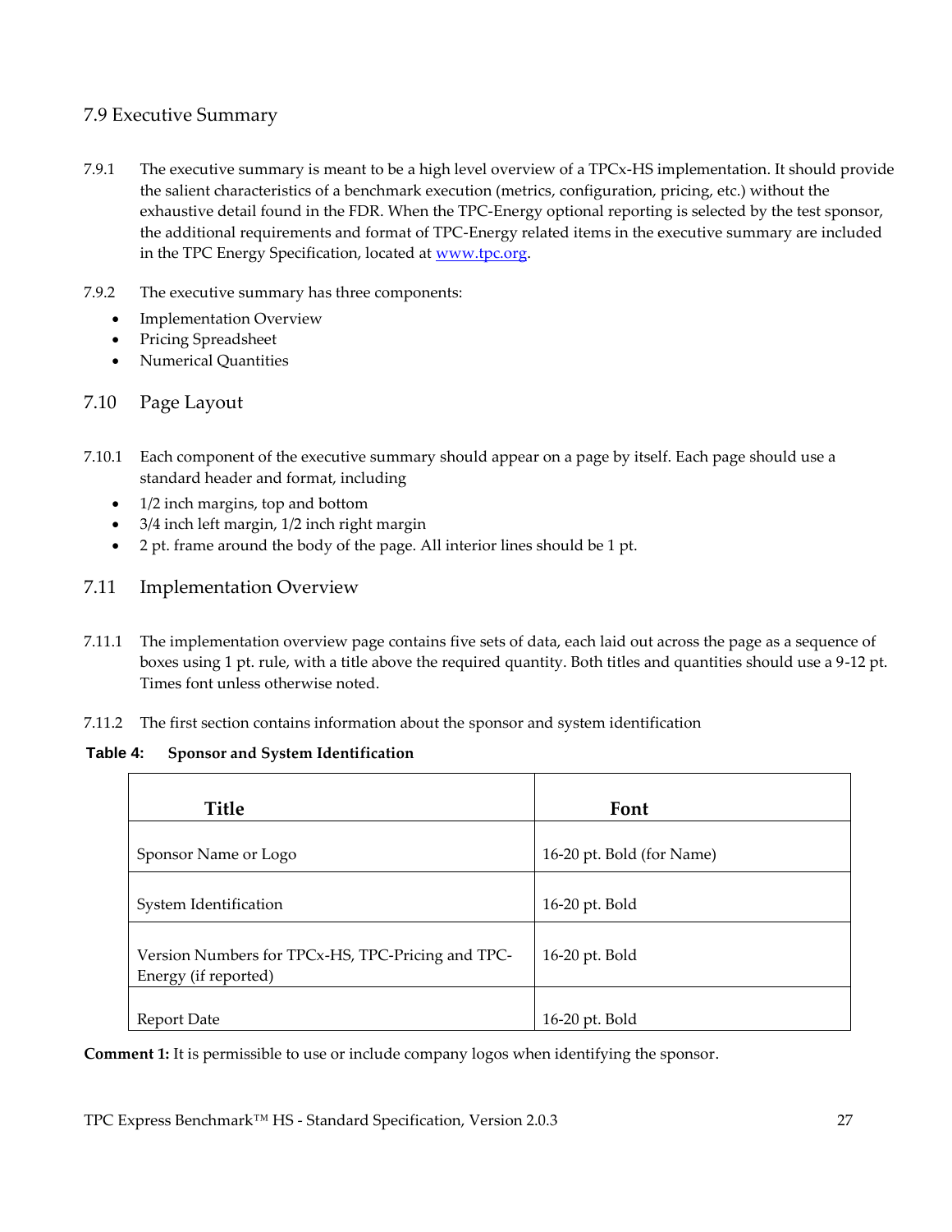## 7.9 Executive Summary

7.9.1 The executive summary is meant to be a high level overview of a TPCx-HS implementation. It should provide the salient characteristics of a benchmark execution (metrics, configuration, pricing, etc.) without the exhaustive detail found in the FDR. When the TPC-Energy optional reporting is selected by the test sponsor, the additional requirements and format of TPC-Energy related items in the executive summary are included in the TPC Energy Specification, located at www.tpc.org.

7.9.2 The executive summary has three components:

- Implementation Overview
- Pricing Spreadsheet
- Numerical Quantities

## 7.10 Page Layout

7.10.1 Each component of the executive summary should appear on a page by itself. Each page should use a standard header and format, including

- 1/2 inch margins, top and bottom
- 3/4 inch left margin, 1/2 inch right margin
- 2 pt. frame around the body of the page. All interior lines should be 1 pt.

## 7.11 Implementation Overview

7.11.1 The implementation overview page contains five sets of data, each laid out across the page as a sequence of boxes using 1 pt. rule, with a title above the required quantity. Both titles and quantities should use a 9-12 pt. Times font unless otherwise noted.

7.11.2 The first section contains information about the sponsor and system identification

**Table 4: Sponsor and System Identification**

| Title | Font |
|---|---|
| Sponsor Name or Logo | 16-20 pt. Bold (for Name) |
| System Identification | 16-20 pt. Bold |
| Version Numbers for TPCx-HS, TPC-Pricing and TPC-Energy (if reported) | 16-20 pt. Bold |
| Report Date | 16-20 pt. Bold |

**Comment 1:** It is permissible to use or include company logos when identifying the sponsor.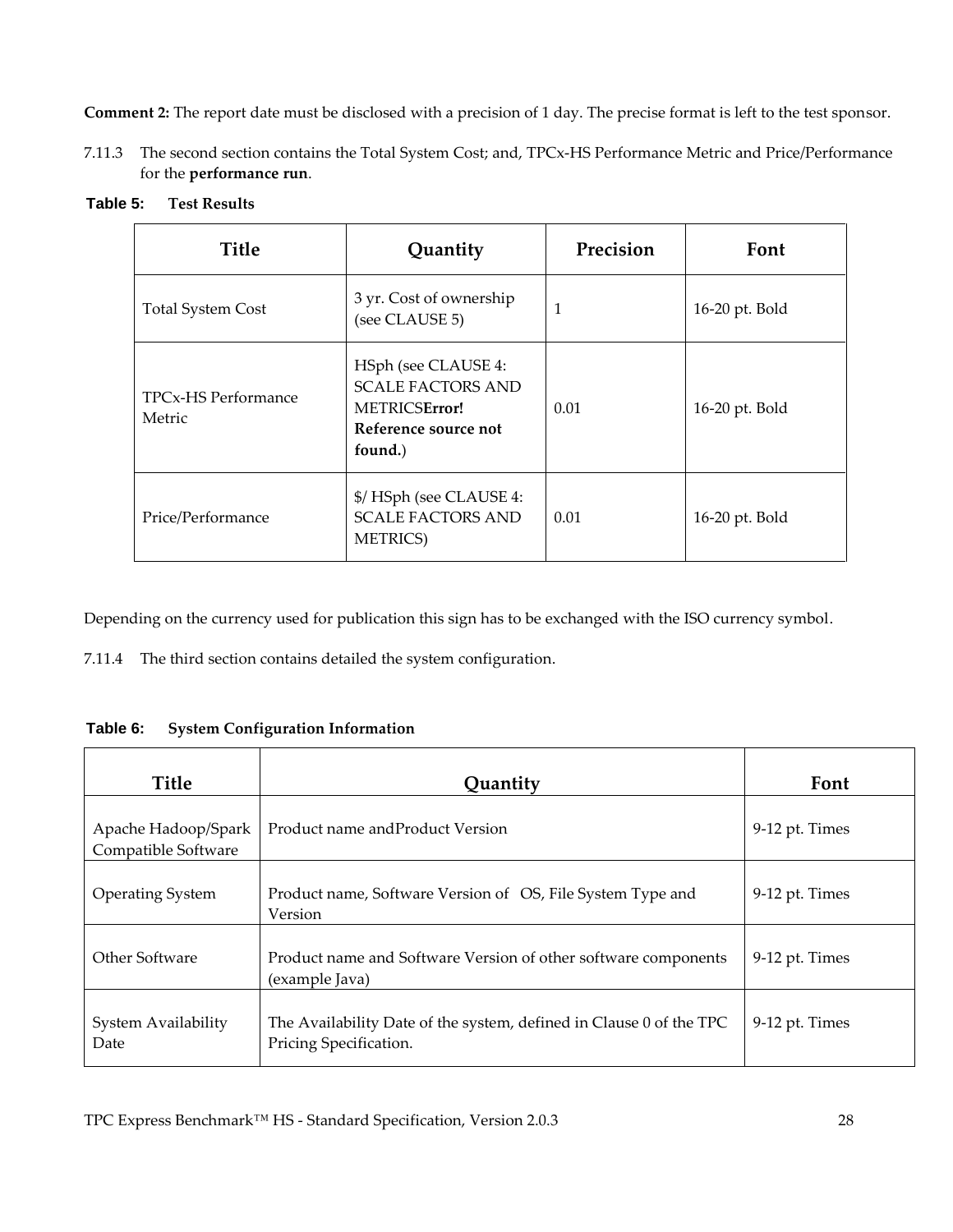**Comment 2:** The report date must be disclosed with a precision of 1 day. The precise format is left to the test sponsor.

7.11.3 The second section contains the Total System Cost; and, TPCx-HS Performance Metric and Price/Performance for the **performance run**.

**Table 5: Test Results**

| Title | Quantity | Precision | Font |
|---|---|---|---|
| Total System Cost | 3 yr. Cost of ownership (see CLAUSE 5) | 1 | 16-20 pt. Bold |
| TPCx-HS Performance Metric | HSph (see CLAUSE 4: SCALE FACTORS AND METRICS**Error! Reference source not found.**) | 0.01 | 16-20 pt. Bold |
| Price/Performance | $/ HSph (see CLAUSE 4: SCALE FACTORS AND METRICS) | 0.01 | 16-20 pt. Bold |

Depending on the currency used for publication this sign has to be exchanged with the ISO currency symbol.

7.11.4 The third section contains detailed the system configuration.

**Table 6: System Configuration Information**

| Title | Quantity | Font |
|---|---|---|
| Apache Hadoop/Spark Compatible Software | Product name andProduct Version | 9-12 pt. Times |
| Operating System | Product name, Software Version of OS, File System Type and Version | 9-12 pt. Times |
| Other Software | Product name and Software Version of other software components (example Java) | 9-12 pt. Times |
| System Availability Date | The Availability Date of the system, defined in Clause 0 of the TPC Pricing Specification. | 9-12 pt. Times |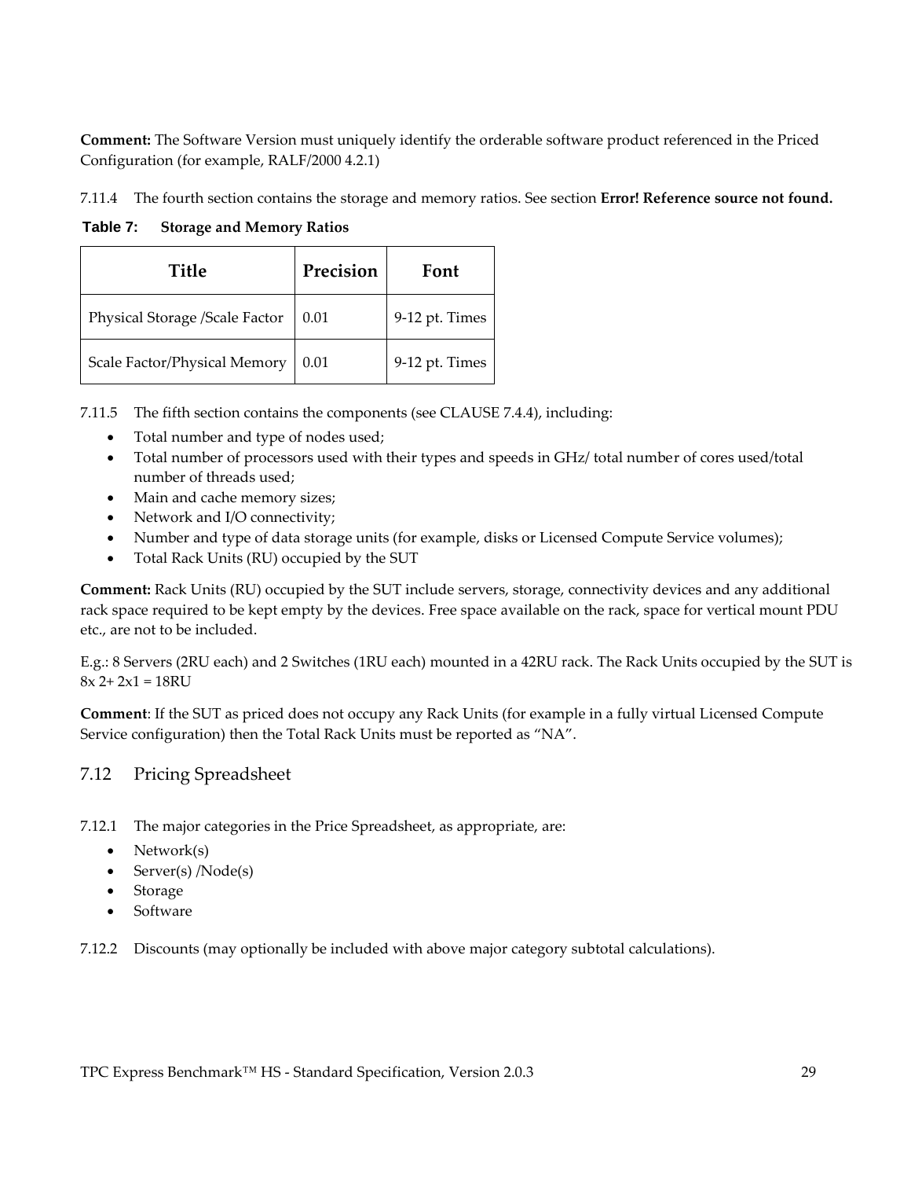**Comment:** The Software Version must uniquely identify the orderable software product referenced in the Priced Configuration (for example, RALF/2000 4.2.1)

7.11.4 The fourth section contains the storage and memory ratios. See section **Error! Reference source not found.**

**Table 7: Storage and Memory Ratios**

| Title | Precision | Font |
|---|---|---|
| Physical Storage /Scale Factor | 0.01 | 9-12 pt. Times |
| Scale Factor/Physical Memory | 0.01 | 9-12 pt. Times |

7.11.5 The fifth section contains the components (see CLAUSE 7.4.4), including:

- Total number and type of nodes used;
- Total number of processors used with their types and speeds in GHz/ total number of cores used/total number of threads used;
- Main and cache memory sizes;
- Network and I/O connectivity;
- Number and type of data storage units (for example, disks or Licensed Compute Service volumes);
- Total Rack Units (RU) occupied by the SUT

**Comment:** Rack Units (RU) occupied by the SUT include servers, storage, connectivity devices and any additional rack space required to be kept empty by the devices. Free space available on the rack, space for vertical mount PDU etc., are not to be included.

E.g.: 8 Servers (2RU each) and 2 Switches (1RU each) mounted in a 42RU rack. The Rack Units occupied by the SUT is 8x 2+ 2x1 = 18RU

**Comment**: If the SUT as priced does not occupy any Rack Units (for example in a fully virtual Licensed Compute Service configuration) then the Total Rack Units must be reported as "NA".

## 7.12 Pricing Spreadsheet

7.12.1 The major categories in the Price Spreadsheet, as appropriate, are:

- Network(s)
- Server(s) /Node(s)
- Storage
- Software

7.12.2 Discounts (may optionally be included with above major category subtotal calculations).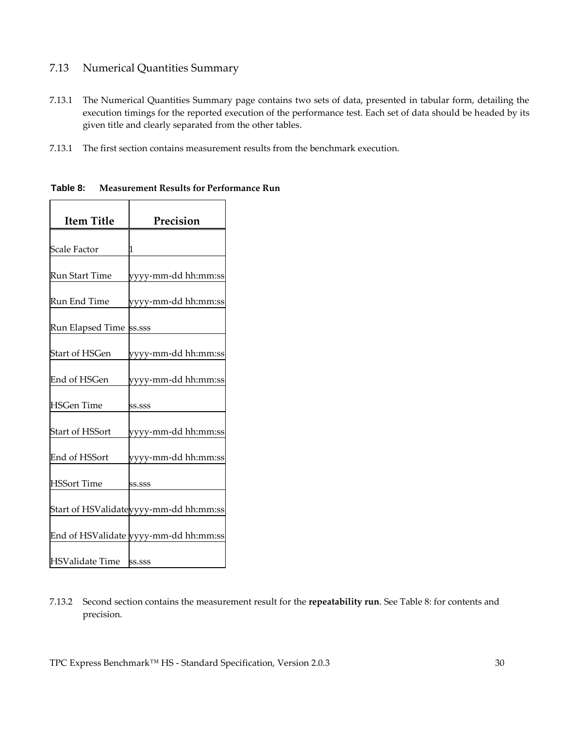## 7.13 Numerical Quantities Summary

7.13.1 The Numerical Quantities Summary page contains two sets of data, presented in tabular form, detailing the execution timings for the reported execution of the performance test. Each set of data should be headed by its given title and clearly separated from the other tables.

7.13.1 The first section contains measurement results from the benchmark execution.

**Table 8: Measurement Results for Performance Run**

| Item Title | Precision |
|---|---|
| Scale Factor | 1 |
| Run Start Time | yyyy-mm-dd hh:mm:ss |
| Run End Time | yyyy-mm-dd hh:mm:ss |
| Run Elapsed Time | ss.sss |
| Start of HSGen | yyyy-mm-dd hh:mm:ss |
| End of HSGen | yyyy-mm-dd hh:mm:ss |
| HSGen Time | ss.sss |
| Start of HSSort | yyyy-mm-dd hh:mm:ss |
| End of HSSort | yyyy-mm-dd hh:mm:ss |
| HSSort Time | ss.sss |
| Start of HSValidate | yyyy-mm-dd hh:mm:ss |
| End of HSValidate | yyyy-mm-dd hh:mm:ss |
| HSValidate Time | ss.sss |

7.13.2 Second section contains the measurement result for the **repeatability run**. See Table 8: for contents and precision.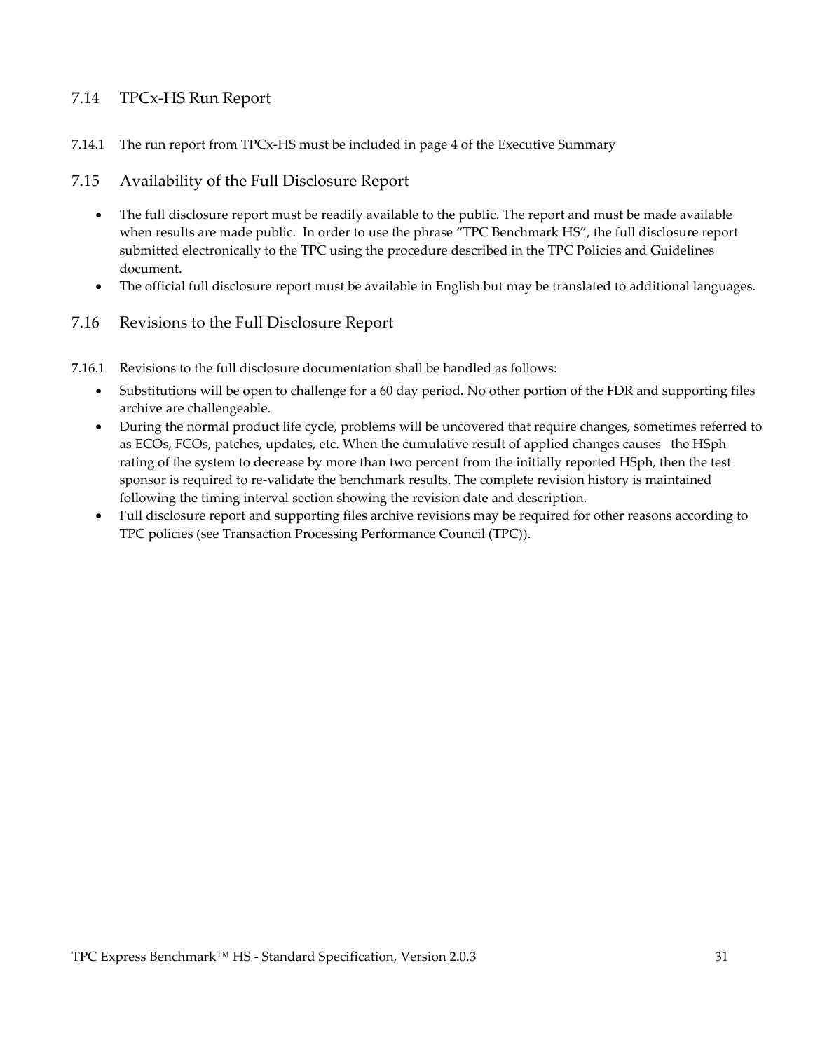## 7.14 TPCx-HS Run Report

7.14.1 The run report from TPCx-HS must be included in page 4 of the Executive Summary

## 7.15 Availability of the Full Disclosure Report

- The full disclosure report must be readily available to the public. The report and must be made available when results are made public. In order to use the phrase "TPC Benchmark HS", the full disclosure report submitted electronically to the TPC using the procedure described in the TPC Policies and Guidelines document.
- The official full disclosure report must be available in English but may be translated to additional languages.

## 7.16 Revisions to the Full Disclosure Report

7.16.1 Revisions to the full disclosure documentation shall be handled as follows:

- Substitutions will be open to challenge for a 60 day period. No other portion of the FDR and supporting files archive are challengeable.
- During the normal product life cycle, problems will be uncovered that require changes, sometimes referred to as ECOs, FCOs, patches, updates, etc. When the cumulative result of applied changes causes the HSph rating of the system to decrease by more than two percent from the initially reported HSph, then the test sponsor is required to re-validate the benchmark results. The complete revision history is maintained following the timing interval section showing the revision date and description.
- Full disclosure report and supporting files archive revisions may be required for other reasons according to TPC policies (see Transaction Processing Performance Council (TPC)).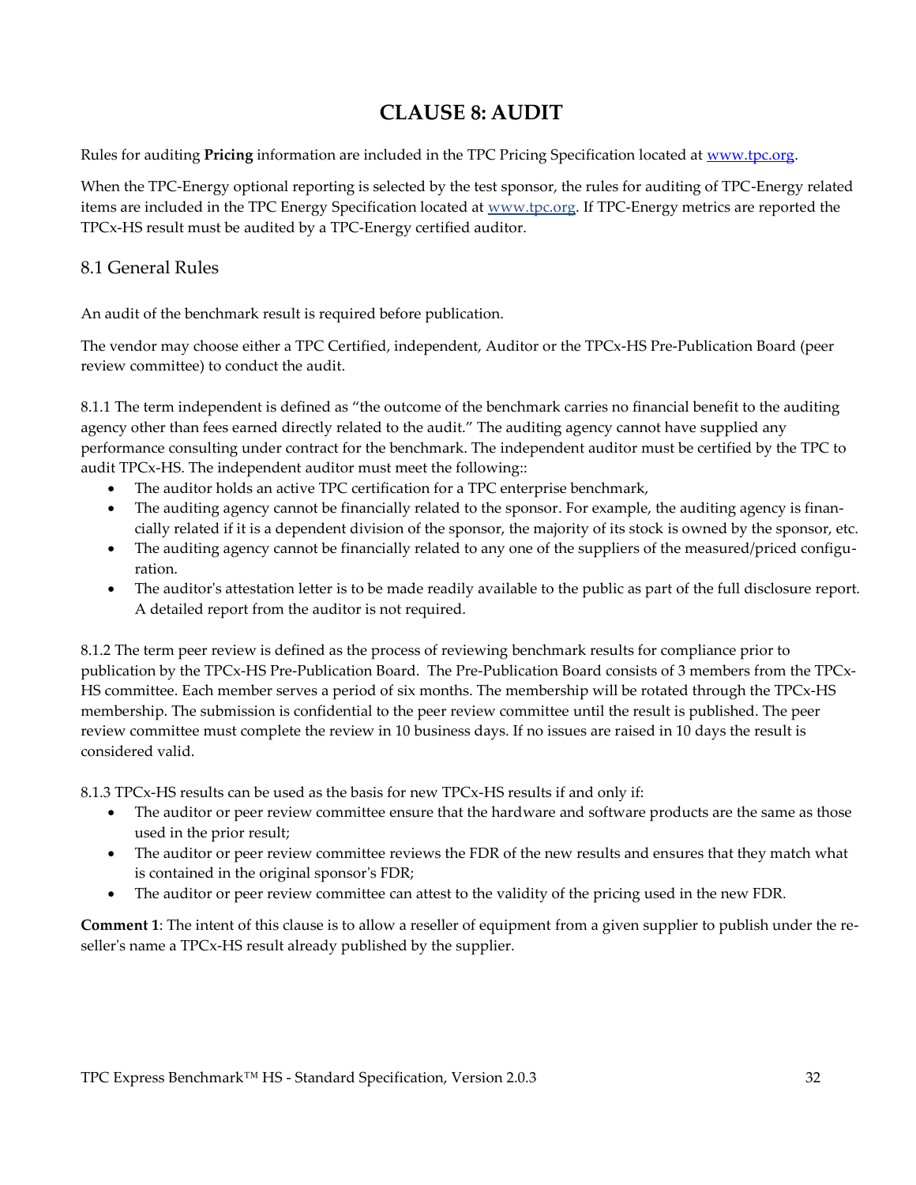# CLAUSE 8: AUDIT

Rules for auditing **Pricing** information are included in the TPC Pricing Specification located at www.tpc.org.

When the TPC-Energy optional reporting is selected by the test sponsor, the rules for auditing of TPC-Energy related items are included in the TPC Energy Specification located at www.tpc.org. If TPC-Energy metrics are reported the TPCx-HS result must be audited by a TPC-Energy certified auditor.

## 8.1 General Rules

An audit of the benchmark result is required before publication.

The vendor may choose either a TPC Certified, independent, Auditor or the TPCx-HS Pre-Publication Board (peer review committee) to conduct the audit.

8.1.1 The term independent is defined as "the outcome of the benchmark carries no financial benefit to the auditing agency other than fees earned directly related to the audit." The auditing agency cannot have supplied any performance consulting under contract for the benchmark. The independent auditor must be certified by the TPC to audit TPCx-HS. The independent auditor must meet the following::

- The auditor holds an active TPC certification for a TPC enterprise benchmark,
- The auditing agency cannot be financially related to the sponsor. For example, the auditing agency is financially related if it is a dependent division of the sponsor, the majority of its stock is owned by the sponsor, etc.
- The auditing agency cannot be financially related to any one of the suppliers of the measured/priced configuration.
- The auditor's attestation letter is to be made readily available to the public as part of the full disclosure report. A detailed report from the auditor is not required.

8.1.2 The term peer review is defined as the process of reviewing benchmark results for compliance prior to publication by the TPCx-HS Pre-Publication Board. The Pre-Publication Board consists of 3 members from the TPCx-HS committee. Each member serves a period of six months. The membership will be rotated through the TPCx-HS membership. The submission is confidential to the peer review committee until the result is published. The peer review committee must complete the review in 10 business days. If no issues are raised in 10 days the result is considered valid.

8.1.3 TPCx-HS results can be used as the basis for new TPCx-HS results if and only if:

- The auditor or peer review committee ensure that the hardware and software products are the same as those used in the prior result;
- The auditor or peer review committee reviews the FDR of the new results and ensures that they match what is contained in the original sponsor's FDR;
- The auditor or peer review committee can attest to the validity of the pricing used in the new FDR.

**Comment 1**: The intent of this clause is to allow a reseller of equipment from a given supplier to publish under the reseller's name a TPCx-HS result already published by the supplier.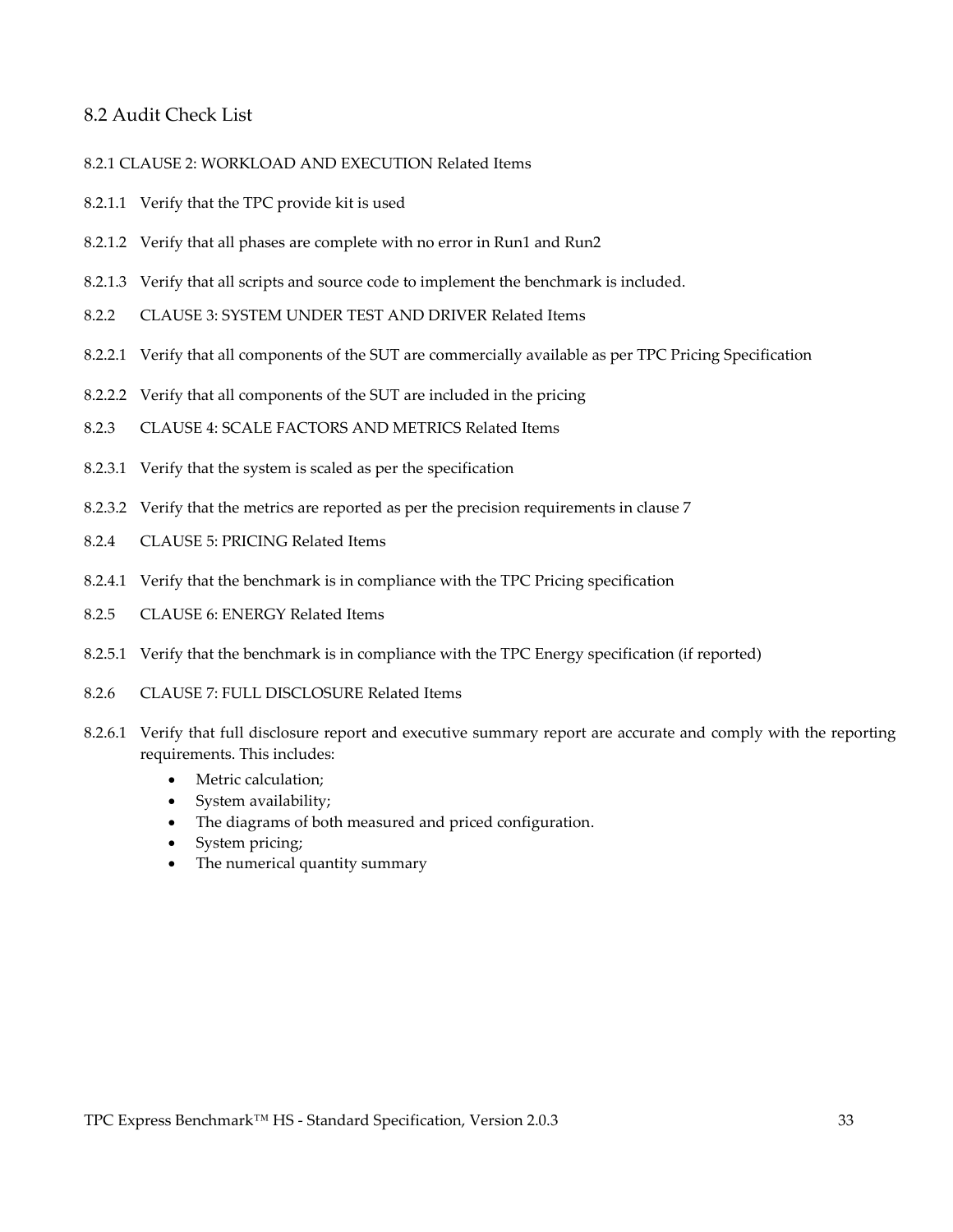## 8.2 Audit Check List

### 8.2.1 CLAUSE 2: WORKLOAD AND EXECUTION Related Items

8.2.1.1 Verify that the TPC provide kit is used

8.2.1.2 Verify that all phases are complete with no error in Run1 and Run2

8.2.1.3 Verify that all scripts and source code to implement the benchmark is included.

### 8.2.2 CLAUSE 3: SYSTEM UNDER TEST AND DRIVER Related Items

8.2.2.1 Verify that all components of the SUT are commercially available as per TPC Pricing Specification

8.2.2.2 Verify that all components of the SUT are included in the pricing

### 8.2.3 CLAUSE 4: SCALE FACTORS AND METRICS Related Items

8.2.3.1 Verify that the system is scaled as per the specification

8.2.3.2 Verify that the metrics are reported as per the precision requirements in clause 7

### 8.2.4 CLAUSE 5: PRICING Related Items

8.2.4.1 Verify that the benchmark is in compliance with the TPC Pricing specification

### 8.2.5 CLAUSE 6: ENERGY Related Items

8.2.5.1 Verify that the benchmark is in compliance with the TPC Energy specification (if reported)

### 8.2.6 CLAUSE 7: FULL DISCLOSURE Related Items

8.2.6.1 Verify that full disclosure report and executive summary report are accurate and comply with the reporting requirements. This includes:

- Metric calculation;
- System availability;
- The diagrams of both measured and priced configuration.
- System pricing;
- The numerical quantity summary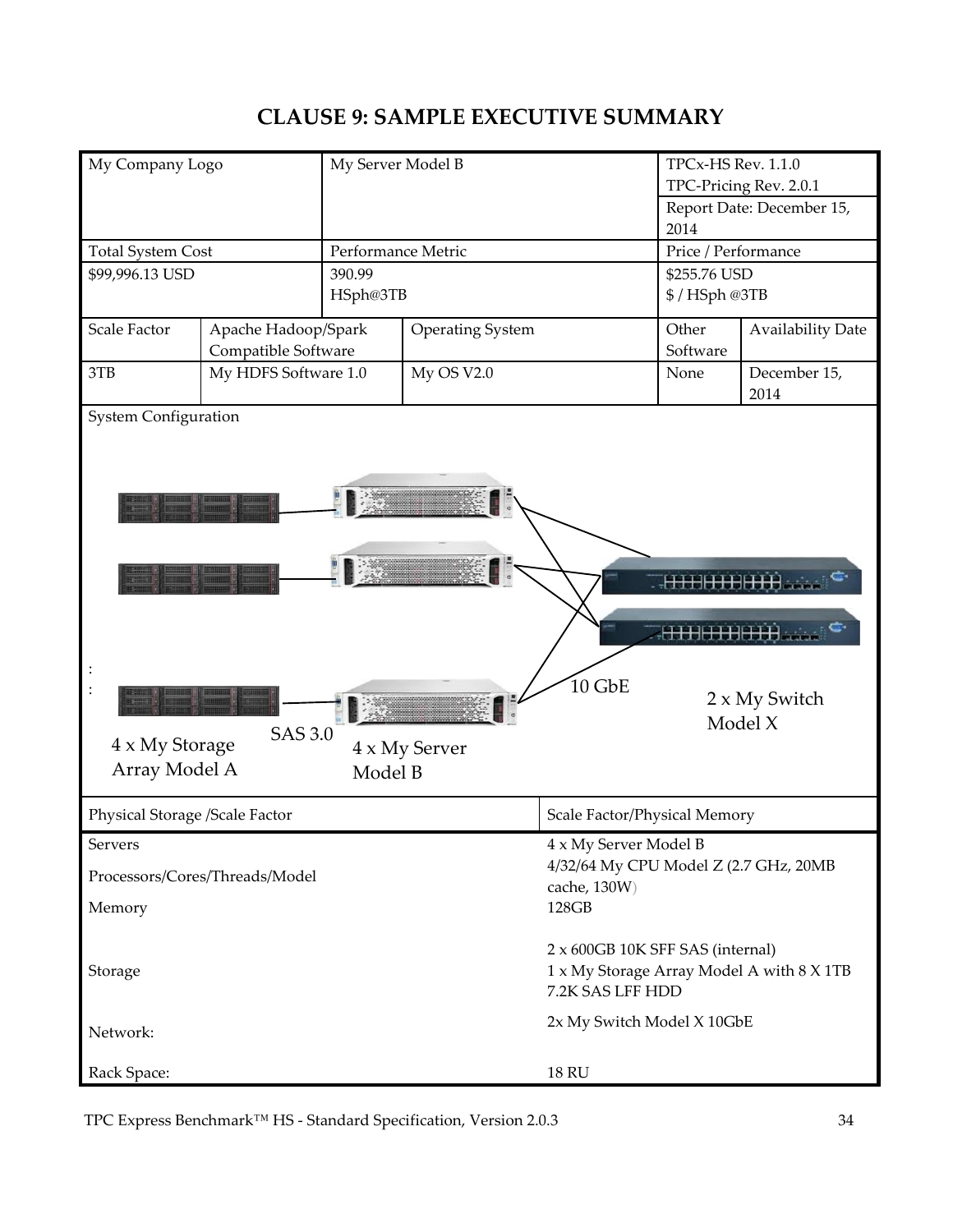# CLAUSE 9: SAMPLE EXECUTIVE SUMMARY

| My Company Logo | My Server Model B | TPCx-HS Rev. 1.1.0<br>TPC-Pricing Rev. 2.0.1<br>Report Date: December 15, 2014 |
|---|---|---|
| Total System Cost | Performance Metric | Price / Performance |
| $99,996.13 USD | 390.99<br>HSph@3TB | $255.76 USD<br>$ / HSph @3TB |

| Scale Factor | Apache Hadoop/Spark Compatible Software | Operating System | Other Software | Availability Date |
|---|---|---|---|---|
| 3TB | My HDFS Software 1.0 | My OS V2.0 | None | December 15, 2014 |

System Configuration

4 x My Storage Array Model A — SAS 3.0 — 4 x My Server Model B — 10 GbE — 2 x My Switch Model X

| Physical Storage /Scale Factor | Scale Factor/Physical Memory |
|---|---|
| Servers | 4 x My Server Model B |
| Processors/Cores/Threads/Model | 4/32/64 My CPU Model Z (2.7 GHz, 20MB cache, 130W) |
| Memory | 128GB |
| Storage | 2 x 600GB 10K SFF SAS (internal)<br>1 x My Storage Array Model A with 8 X 1TB 7.2K SAS LFF HDD |
| Network: | 2x My Switch Model X 10GbE |
| Rack Space: | 18 RU |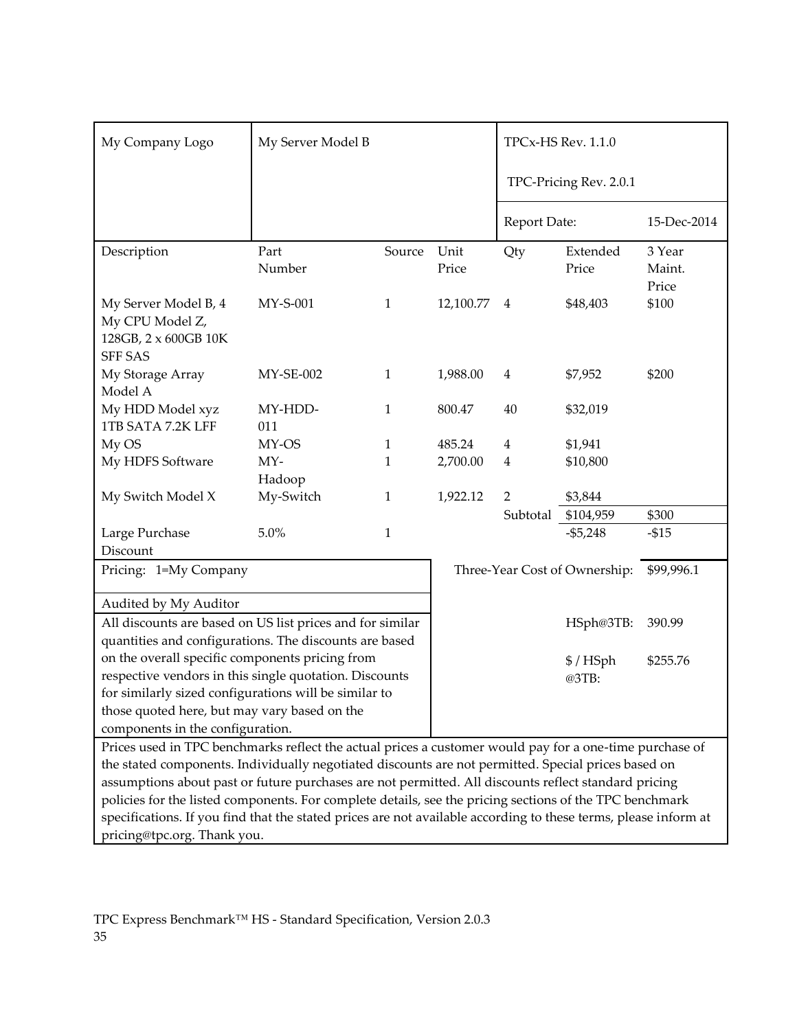| My Company Logo | My Server Model B | | | TPCx-HS Rev. 1.1.0<br><br>TPC-Pricing Rev. 2.0.1 | | |
|---|---|---|---|---|---|---|
| | | | | Report Date: | | 15-Dec-2014 |
| Description | Part Number | Source | Unit Price | Qty | Extended Price | 3 Year Maint. Price |
| My Server Model B, 4 My CPU Model Z, 128GB, 2 x 600GB 10K SFF SAS | MY-S-001 | 1 | 12,100.77 | 4 | $48,403 | $100 |
| My Storage Array Model A | MY-SE-002 | 1 | 1,988.00 | 4 | $7,952 | $200 |
| My HDD Model xyz 1TB SATA 7.2K LFF | MY-HDD-011 | 1 | 800.47 | 40 | $32,019 | |
| My OS | MY-OS | 1 | 485.24 | 4 | $1,941 | |
| My HDFS Software | MY-Hadoop | 1 | 2,700.00 | 4 | $10,800 | |
| My Switch Model X | My-Switch | 1 | 1,922.12 | 2 | $3,844 | |
| | | | | Subtotal | $104,959 | $300 |
| Large Purchase Discount | 5.0% | 1 | | | -$5,248 | -$15 |
| Pricing: 1=My Company | | | Three-Year Cost of Ownership: | | | $99,996.1 |
| Audited by My Auditor | | | | | | |
| All discounts are based on US list prices and for similar quantities and configurations. The discounts are based on the overall specific components pricing from respective vendors in this single quotation. Discounts for similarly sized configurations will be similar to those quoted here, but may vary based on the components in the configuration. | | | | | HSph@3TB:<br><br>$ / HSph @3TB: | 390.99<br><br>$255.76 |

Prices used in TPC benchmarks reflect the actual prices a customer would pay for a one-time purchase of the stated components. Individually negotiated discounts are not permitted. Special prices based on assumptions about past or future purchases are not permitted. All discounts reflect standard pricing policies for the listed components. For complete details, see the pricing sections of the TPC benchmark specifications. If you find that the stated prices are not available according to these terms, please inform at pricing@tpc.org. Thank you.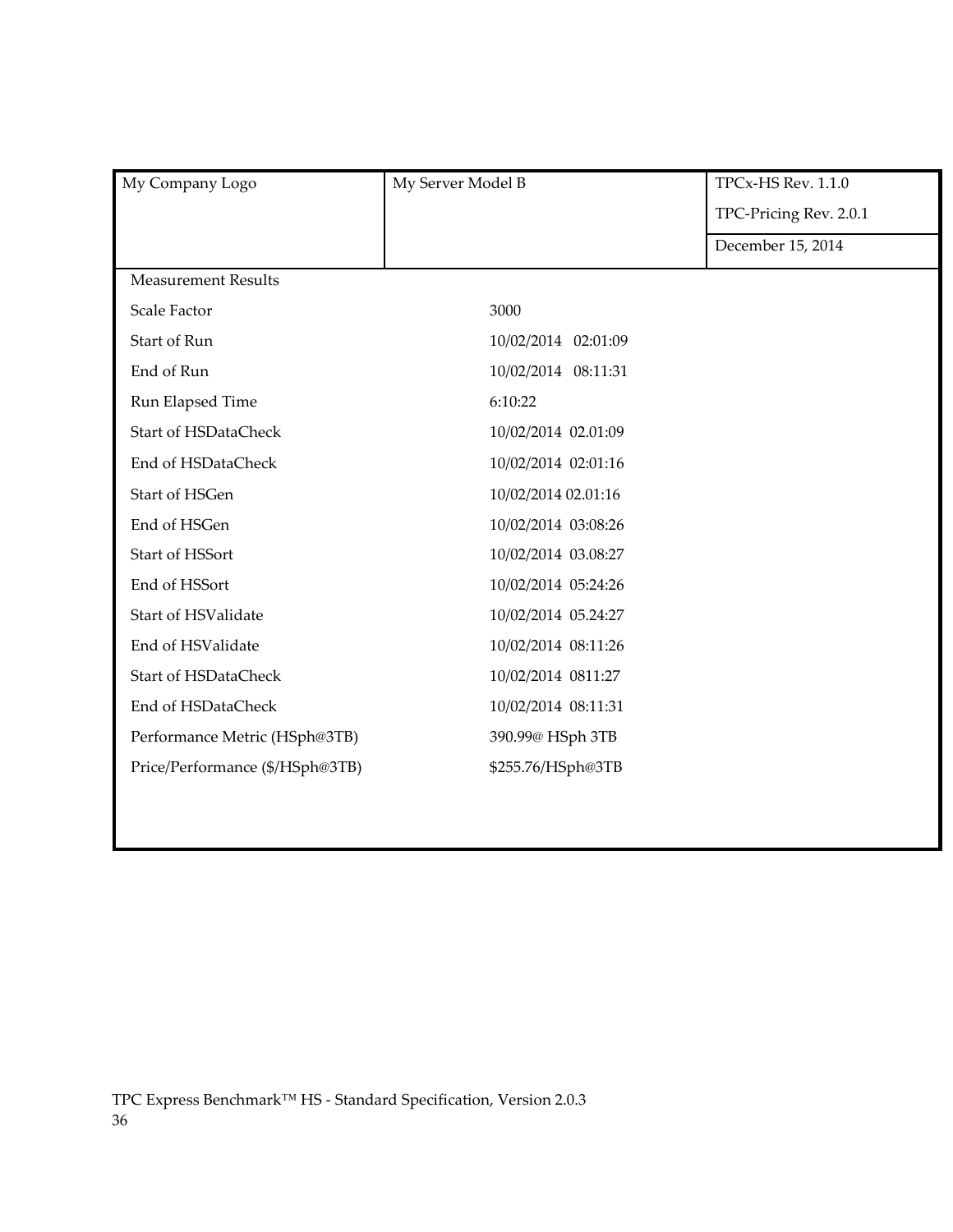| My Company Logo | My Server Model B | TPCx-HS Rev. 1.1.0<br>TPC-Pricing Rev. 2.0.1 |
|---|---|---|
| | | December 15, 2014 |

| | |
|---|---|
| Measurement Results | |
| Scale Factor | 3000 |
| Start of Run | 10/02/2014 02:01:09 |
| End of Run | 10/02/2014 08:11:31 |
| Run Elapsed Time | 6:10:22 |
| Start of HSDataCheck | 10/02/2014 02.01:09 |
| End of HSDataCheck | 10/02/2014 02:01:16 |
| Start of HSGen | 10/02/2014 02.01:16 |
| End of HSGen | 10/02/2014 03:08:26 |
| Start of HSSort | 10/02/2014 03.08:27 |
| End of HSSort | 10/02/2014 05:24:26 |
| Start of HSValidate | 10/02/2014 05.24:27 |
| End of HSValidate | 10/02/2014 08:11:26 |
| Start of HSDataCheck | 10/02/2014 0811:27 |
| End of HSDataCheck | 10/02/2014 08:11:31 |
| Performance Metric (HSph@3TB) | 390.99@ HSph 3TB |
| Price/Performance ($/HSph@3TB) | $255.76/HSph@3TB |